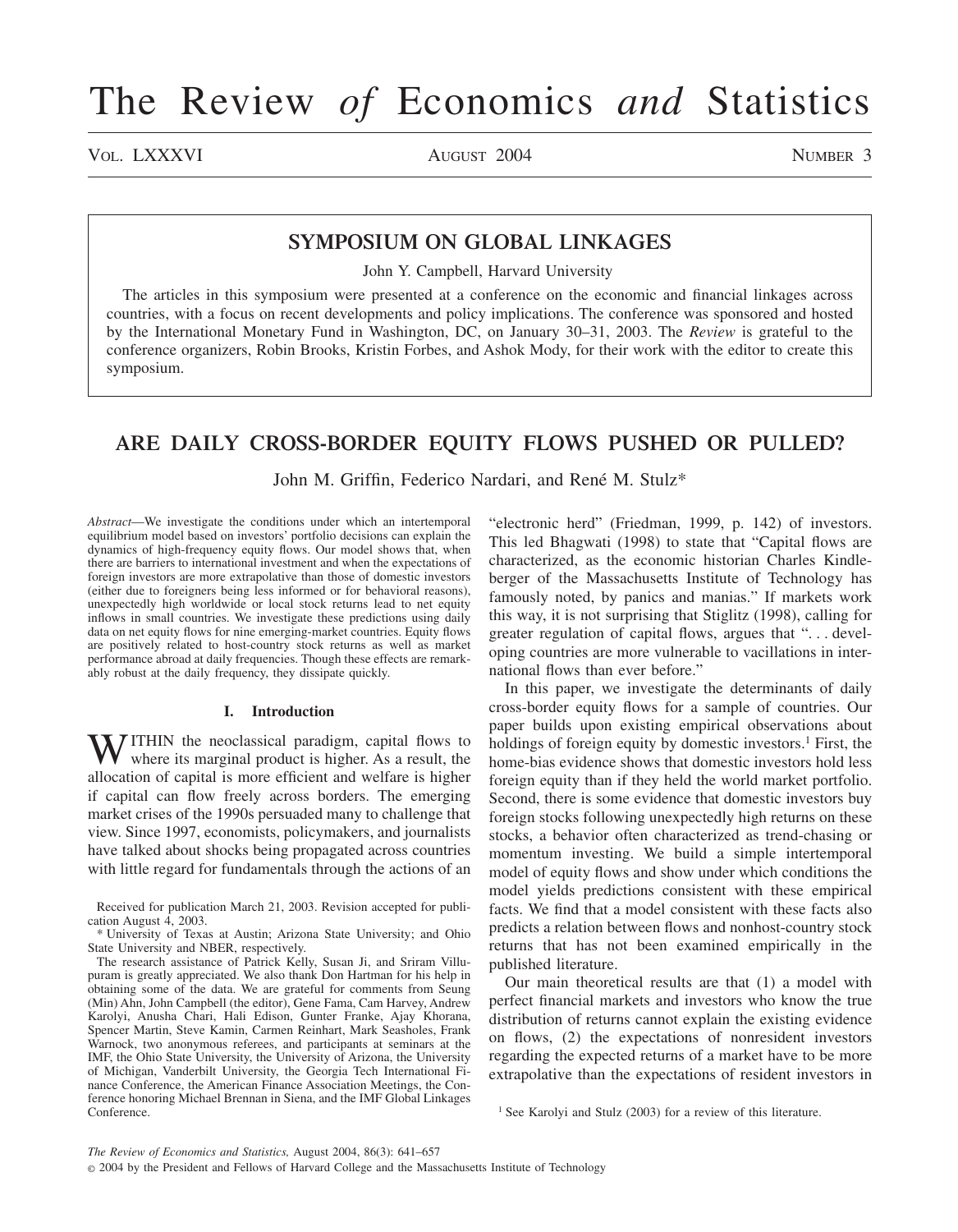# The Review *of* Economics *and* Statistics

VOL. LXXXVI AUGUST 2004 NUMBER 3

## SYMPOSIUM ON GLOBAL LINKAGES

John Y. Campbell, Harvard University

The articles in this symposium were presented at a conference on the economic and financial linkages across countries, with a focus on recent developments and policy implications. The conference was sponsored and hosted by the International Monetary Fund in Washington, DC, on January 30–31, 2003. The *Review* is grateful to the conference organizers, Robin Brooks, Kristin Forbes, and Ashok Mody, for their work with the editor to create this symposium.

## ARE DAILY CROSS-BORDER EQUITY FLOWS PUSHED OR PULLED?

John M. Griffin, Federico Nardari, and René M. Stulz*

*Abstract*—We investigate the conditions under which an intertemporal equilibrium model based on investors' portfolio decisions can explain the dynamics of high-frequency equity flows. Our model shows that, when there are barriers to international investment and when the expectations of foreign investors are more extrapolative than those of domestic investors (either due to foreigners being less informed or for behavioral reasons), unexpectedly high worldwide or local stock returns lead to net equity inflows in small countries. We investigate these predictions using daily data on net equity flows for nine emerging-market countries. Equity flows are positively related to host-country stock returns as well as market performance abroad at daily frequencies. Though these effects are remarkably robust at the daily frequency, they dissipate quickly.

### I. Introduction

WITHIN the neoclassical paradigm, capital flows to where its marginal product is higher. As a result, the allocation of capital is more efficient and welfare is higher if capital can flow freely across borders. The emerging market crises of the 1990s persuaded many to challenge that view. Since 1997, economists, policymakers, and journalists have talked about shocks being propagated across countries with little regard for fundamentals through the actions of an "electronic herd" (Friedman, 1999, p. 142) of investors. This led Bhagwati (1998) to state that "Capital flows are characterized, as the economic historian Charles Kindleberger of the Massachusetts Institute of Technology has famously noted, by panics and manias." If markets work this way, it is not surprising that Stiglitz (1998), calling for greater regulation of capital flows, argues that ". . . developing countries are more vulnerable to vacillations in international flows than ever before."

In this paper, we investigate the determinants of daily cross-border equity flows for a sample of countries. Our paper builds upon existing empirical observations about holdings of foreign equity by domestic investors.[1] First, the home-bias evidence shows that domestic investors hold less foreign equity than if they held the world market portfolio. Second, there is some evidence that domestic investors buy foreign stocks following unexpectedly high returns on these stocks, a behavior often characterized as trend-chasing or momentum investing. We build a simple intertemporal model of equity flows and show under which conditions the model yields predictions consistent with these empirical facts. We find that a model consistent with these facts also predicts a relation between flows and nonhost-country stock returns that has not been examined empirically in the published literature.

Our main theoretical results are that (1) a model with perfect financial markets and investors who know the true distribution of returns cannot explain the existing evidence on flows, (2) the expectations of nonresident investors regarding the expected returns of a market have to be more extrapolative than the expectations of resident investors in

Received for publication March 21, 2003. Revision accepted for publication August 4, 2003.

\* University of Texas at Austin; Arizona State University; and Ohio State University and NBER, respectively.

The research assistance of Patrick Kelly, Susan Ji, and Sriram Villupuram is greatly appreciated. We also thank Don Hartman for his help in obtaining some of the data. We are grateful for comments from Seung (Min) Ahn, John Campbell (the editor), Gene Fama, Cam Harvey, Andrew Karolyi, Anusha Chari, Hali Edison, Gunter Franke, Ajay Khorana, Spencer Martin, Steve Kamin, Carmen Reinhart, Mark Seasholes, Frank Warnock, two anonymous referees, and participants at seminars at the IMF, the Ohio State University, the University of Arizona, the University of Michigan, Vanderbilt University, the Georgia Tech International Finance Conference, the American Finance Association Meetings, the Conference honoring Michael Brennan in Siena, and the IMF Global Linkages Conference.

[1] See Karolyi and Stulz (2003) for a review of this literature.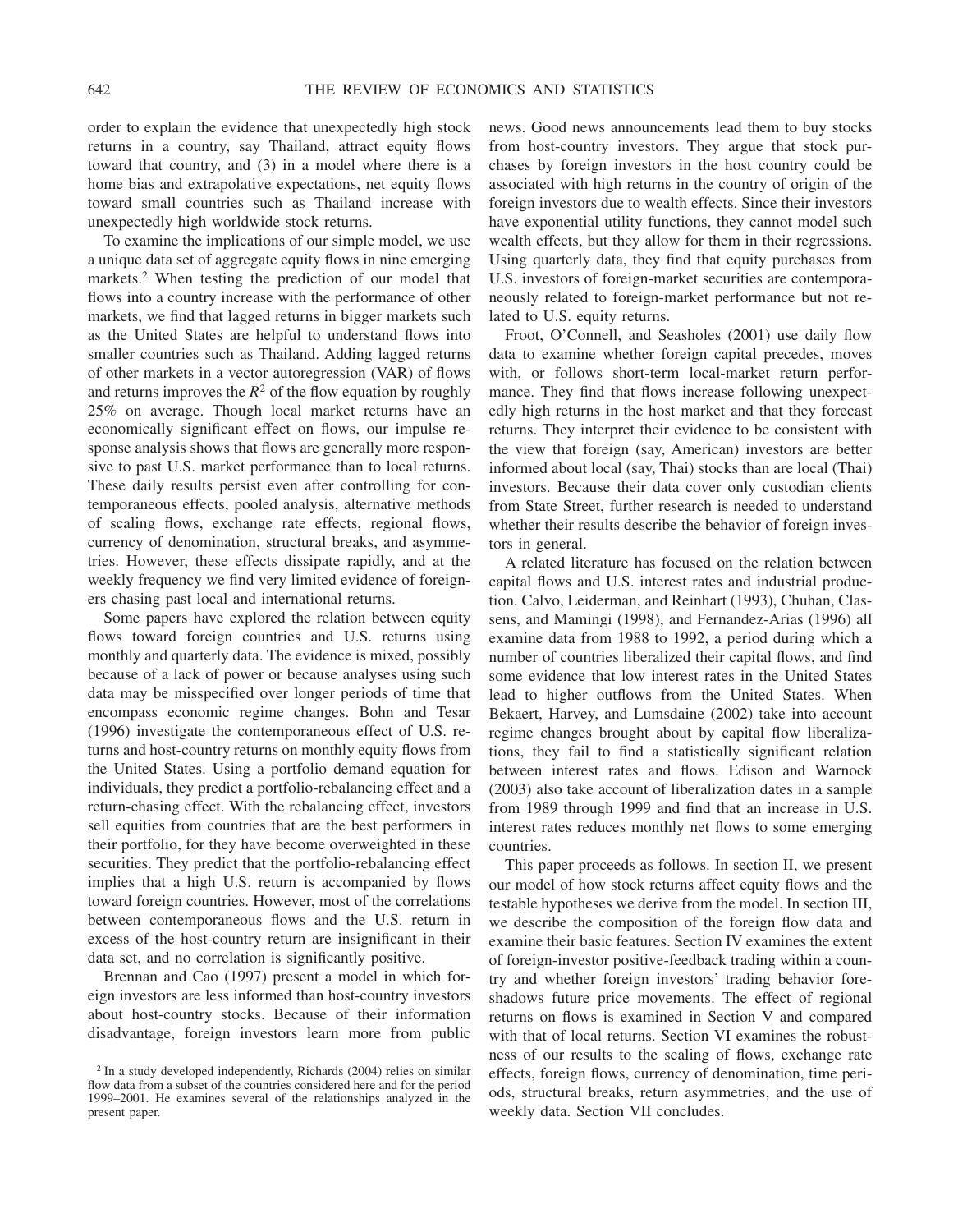order to explain the evidence that unexpectedly high stock returns in a country, say Thailand, attract equity flows toward that country, and (3) in a model where there is a home bias and extrapolative expectations, net equity flows toward small countries such as Thailand increase with unexpectedly high worldwide stock returns.

To examine the implications of our simple model, we use a unique data set of aggregate equity flows in nine emerging markets.[2] When testing the prediction of our model that flows into a country increase with the performance of other markets, we find that lagged returns in bigger markets such as the United States are helpful to understand flows into smaller countries such as Thailand. Adding lagged returns of other markets in a vector autoregression (VAR) of flows and returns improves the $R^2$ of the flow equation by roughly 25% on average. Though local market returns have an economically significant effect on flows, our impulse response analysis shows that flows are generally more responsive to past U.S. market performance than to local returns. These daily results persist even after controlling for contemporaneous effects, pooled analysis, alternative methods of scaling flows, exchange rate effects, regional flows, currency of denomination, structural breaks, and asymmetries. However, these effects dissipate rapidly, and at the weekly frequency we find very limited evidence of foreigners chasing past local and international returns.

Some papers have explored the relation between equity flows toward foreign countries and U.S. returns using monthly and quarterly data. The evidence is mixed, possibly because of a lack of power or because analyses using such data may be misspecified over longer periods of time that encompass economic regime changes. Bohn and Tesar (1996) investigate the contemporaneous effect of U.S. returns and host-country returns on monthly equity flows from the United States. Using a portfolio demand equation for individuals, they predict a portfolio-rebalancing effect and a return-chasing effect. With the rebalancing effect, investors sell equities from countries that are the best performers in their portfolio, for they have become overweighted in these securities. They predict that the portfolio-rebalancing effect implies that a high U.S. return is accompanied by flows toward foreign countries. However, most of the correlations between contemporaneous flows and the U.S. return in excess of the host-country return are insignificant in their data set, and no correlation is significantly positive.

Brennan and Cao (1997) present a model in which foreign investors are less informed than host-country investors about host-country stocks. Because of their information disadvantage, foreign investors learn more from public news. Good news announcements lead them to buy stocks from host-country investors. They argue that stock purchases by foreign investors in the host country could be associated with high returns in the country of origin of the foreign investors due to wealth effects. Since their investors have exponential utility functions, they cannot model such wealth effects, but they allow for them in their regressions. Using quarterly data, they find that equity purchases from U.S. investors of foreign-market securities are contemporaneously related to foreign-market performance but not related to U.S. equity returns.

Froot, O'Connell, and Seasholes (2001) use daily flow data to examine whether foreign capital precedes, moves with, or follows short-term local-market return performance. They find that flows increase following unexpectedly high returns in the host market and that they forecast returns. They interpret their evidence to be consistent with the view that foreign (say, American) investors are better informed about local (say, Thai) stocks than are local (Thai) investors. Because their data cover only custodian clients from State Street, further research is needed to understand whether their results describe the behavior of foreign investors in general.

A related literature has focused on the relation between capital flows and U.S. short-term interest rates and industrial production. Calvo, Leiderman, and Reinhart (1993), Chuhan, Classens, and Mamingi (1998), and Fernandez-Arias (1996) all examine data from 1988 to 1992, a period during which a number of countries liberalized their capital flows, and find some evidence that low interest rates in the United States lead to higher outflows from the United States. When Bekaert, Harvey, and Lumsdaine (2002) take into account regime changes brought about by capital flow liberalizations, they fail to find a statistically significant relation between interest rates and flows. Edison and Warnock (2003) also take account of liberalization dates in a sample from 1989 through 1999 and find that an increase in U.S. interest rates reduces monthly net flows to some emerging countries.

This paper proceeds as follows. In section II, we present our model of how stock returns affect equity flows and the testable hypotheses we derive from the model. In section III, we describe the composition of the foreign flow data and examine their basic features. Section IV examines the extent of foreign-investor positive-feedback trading within a country and whether foreign investors' trading behavior foreshadows future price movements. The effect of regional returns on flows is examined in Section V and compared with that of local returns. Section VI examines the robustness of our results to the scaling of flows, exchange rate effects, foreign flows, currency of denomination, time periods, structural breaks, return asymmetries, and the use of weekly data. Section VII concludes.

[2] In a study developed independently, Richards (2004) relies on similar flow data from a subset of the countries considered here and for the period 1999–2001. He examines several of the relationships analyzed in the present paper.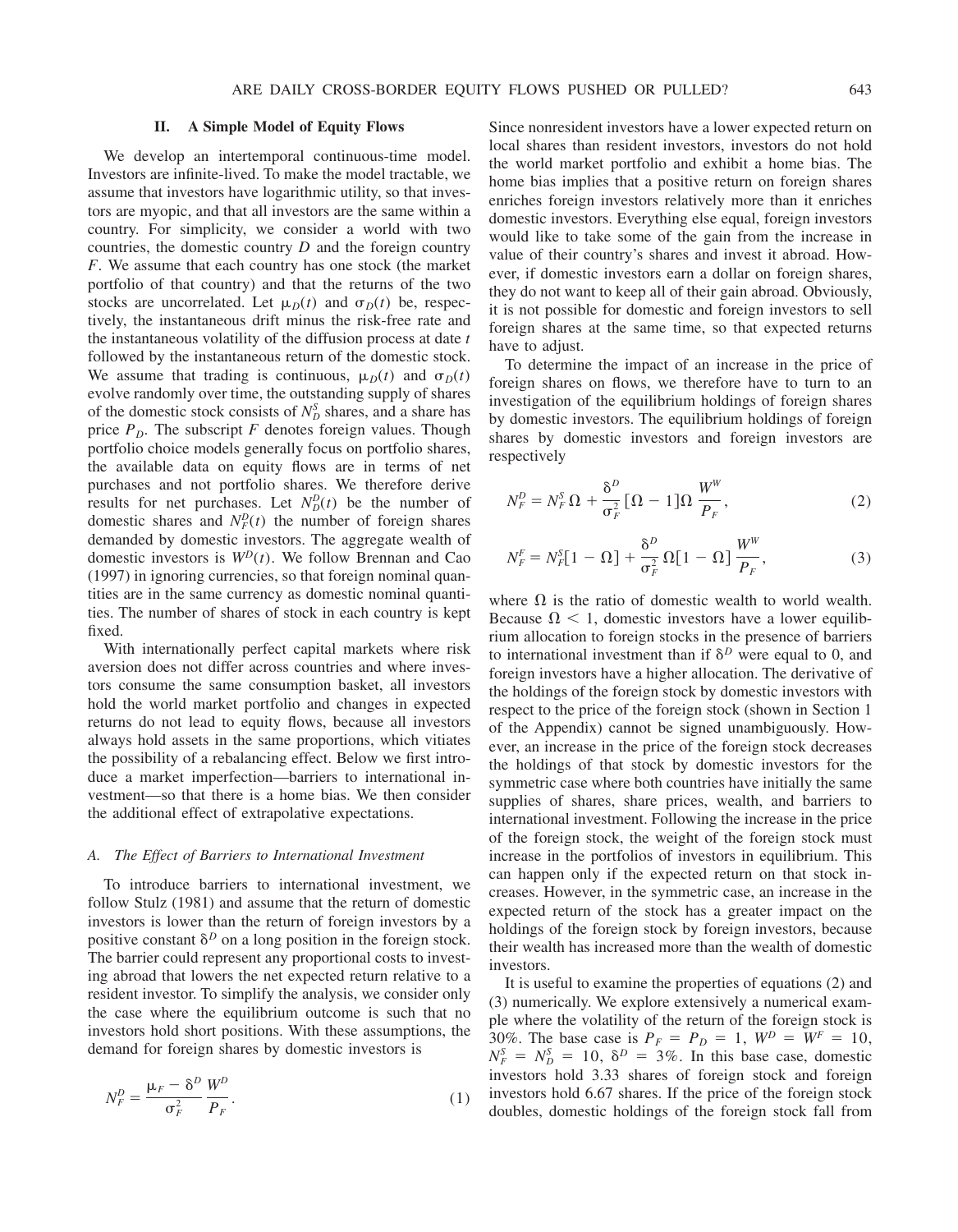## II. A Simple Model of Equity Flows

We develop an intertemporal continuous-time model. Investors are infinite-lived. To make the model tractable, we assume that investors have logarithmic utility, so that investors are myopic, and that all investors are the same within a country. For simplicity, we consider a world with two countries, the domestic country $D$ and the foreign country $F$. We assume that each country has one stock (the market portfolio of that country) and that the returns of the two stocks are uncorrelated. Let $\mu_D(t)$ and $\sigma_D(t)$ be, respectively, the instantaneous drift minus the risk-free rate and the instantaneous volatility of the diffusion process at date $t$ followed by the instantaneous return of the domestic stock. We assume that trading is continuous, $\mu_D(t)$ and $\sigma_D(t)$ evolve randomly over time, the outstanding supply of shares of the domestic stock consists of $N_D^S$ shares, and a share has price $P_D$. The subscript $F$ denotes foreign values. Though portfolio choice models generally focus on portfolio shares, the available data on equity flows are in terms of net purchases and not portfolio shares. We therefore derive results for net purchases. Let $N_D^D(t)$ be the number of domestic shares and $N_F^D(t)$ the number of foreign shares demanded by domestic investors. The aggregate wealth of domestic investors is $W^D(t)$. We follow Brennan and Cao (1997) in ignoring currencies, so that foreign nominal quantities are in the same currency as domestic nominal quantities. The number of shares of stock in each country is kept fixed.

With internationally perfect capital markets where risk aversion does not differ across countries and where investors consume the same consumption basket, all investors hold the world market portfolio and changes in expected returns do not lead to equity flows, because all investors always hold assets in the same proportions, which vitiates the possibility of a rebalancing effect. Below we first introduce a market imperfection—barriers to international investment—so that there is a home bias. We then consider the additional effect of extrapolative expectations.

### A. The Effect of Barriers to International Investment

To introduce barriers to international investment, we follow Stulz (1981) and assume that the return of domestic investors is lower than the return of foreign investors by a positive constant $\delta^D$ on a long position in the foreign stock. The barrier could represent any proportional costs to investing abroad that lowers the net expected return relative to a resident investor. To simplify the analysis, we consider only the case where the equilibrium outcome is such that no investors hold short positions. With these assumptions, the demand for foreign shares by domestic investors is

$$N_F^D = \frac{\mu_F - \delta^D}{\sigma_F^2} \frac{W^D}{P_F}. \tag{1}$$

Since nonresident investors have a lower expected return on local shares than resident investors, investors do not hold the world market portfolio and exhibit a home bias. The home bias implies that a positive return on foreign shares enriches foreign investors relatively more than it enriches domestic investors. Everything else equal, foreign investors would like to take some of the gain from the increase in value of their country's shares and invest it abroad. However, if domestic investors earn a dollar on foreign shares, they do not want to keep all of their gain abroad. Obviously, it is not possible for domestic and foreign investors to sell foreign shares at the same time, so that expected returns have to adjust.

To determine the impact of an increase in the price of foreign shares on flows, we therefore have to turn to an investigation of the equilibrium holdings of foreign shares by domestic investors. The equilibrium holdings of foreign shares by domestic investors and foreign investors are respectively

$$N_F^D = N_F^S \Omega + \frac{\delta^D}{\sigma_F^2} [\Omega - 1] \Omega \frac{W^W}{P_F}, \tag{2}$$

$$N_F^F = N_F^S [1 - \Omega] + \frac{\delta^D}{\sigma_F^2} \Omega [1 - \Omega] \frac{W^W}{P_F}, \tag{3}$$

where $\Omega$ is the ratio of domestic wealth to world wealth. Because $\Omega < 1$, domestic investors have a lower equilibrium allocation to foreign stocks in the presence of barriers to international investment than if $\delta^D$ were equal to 0, and foreign investors have a higher allocation. The derivative of the holdings of the foreign stock by domestic investors with respect to the price of the foreign stock (shown in Section 1 of the Appendix) cannot be signed unambiguously. However, an increase in the price of the foreign stock decreases the holdings of that stock by domestic investors for the symmetric case where both countries have initially the same supplies of shares, share prices, wealth, and barriers to international investment. Following the increase in the price of the foreign stock, the weight of the foreign stock must increase in the portfolios of investors in equilibrium. This can happen only if the expected return on that stock increases. However, in the symmetric case, an increase in the expected return of the stock has a greater impact on the holdings of the foreign stock by foreign investors, because their wealth has increased more than the wealth of domestic investors.

It is useful to examine the properties of equations (2) and (3) numerically. We explore extensively a numerical example where the volatility of the return of the foreign stock is 30%. The base case is $P_F = P_D = 1$, $W^D = W^F = 10$, $N_F^S = N_D^S = 10$, $\delta^D = 3\%$. In this base case, domestic investors hold 3.33 shares of foreign stock and foreign investors hold 6.67 shares. If the price of the foreign stock doubles, domestic holdings of the foreign stock fall from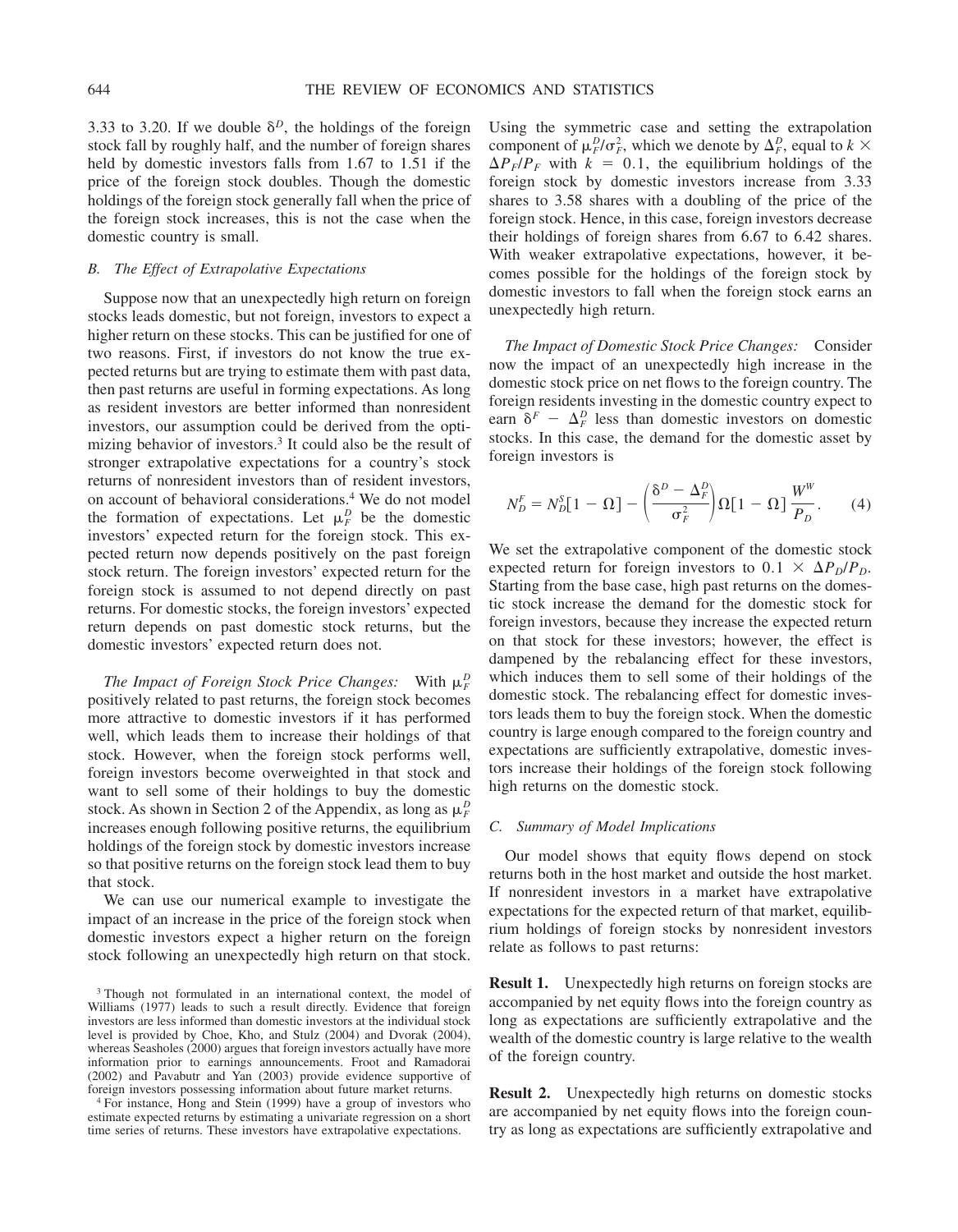3.33 to 3.20. If we double $\delta^D$, the holdings of the foreign stock fall by roughly half, and the number of foreign shares held by domestic investors falls from 1.67 to 1.51 if the price of the foreign stock doubles. Though the domestic holdings of the foreign stock generally fall when the price of the foreign stock increases, this is not the case when the domestic country is small.

### *B. The Effect of Extrapolative Expectations*

Suppose now that an unexpectedly high return on foreign stocks leads domestic, but not foreign, investors to expect a higher return on these stocks. This can be justified for one of two reasons. First, if investors do not know the true expected returns but are trying to estimate them with past data, then past returns are useful in forming expectations. As long as resident investors are better informed than nonresident investors, our assumption could be derived from the optimizing behavior of investors.[3] It could also be the result of stronger extrapolative expectations for a country's stock returns of nonresident investors than of resident investors, on account of behavioral considerations.[4] We do not model the formation of expectations. Let $\mu_F^D$ be the domestic investors' expected return for the foreign stock. This expected return now depends positively on the past foreign stock return. The foreign investors' expected return for the foreign stock is assumed to not depend directly on past returns. For domestic stocks, the foreign investors' expected return depends on past domestic stock returns, but the domestic investors' expected return does not.

*The Impact of Foreign Stock Price Changes:* With $\mu_F^D$ positively related to past returns, the foreign stock becomes more attractive to domestic investors if it has performed well, which leads them to increase their holdings of that stock. However, when the foreign stock performs well, foreign investors become overweighted in that stock and want to sell some of their holdings to buy the domestic stock. As shown in Section 2 of the Appendix, as long as $\mu_F^D$ increases enough following positive returns, the equilibrium holdings of the foreign stock by domestic investors increase so that positive returns on the foreign stock lead them to buy that stock.

We can use our numerical example to investigate the impact of an increase in the price of the foreign stock when domestic investors expect a higher return on the foreign stock following an unexpectedly high return on that stock. Using the symmetric case and setting the extrapolation component of $\mu_F^D/\sigma_F^2$, which we denote by $\Delta_F^D$, equal to $k \times \Delta P_F/P_F$ with $k = 0.1$, the equilibrium holdings of the foreign stock by domestic investors increase from 3.33 shares to 3.58 shares with a doubling of the price of the foreign stock. Hence, in this case, foreign investors decrease their holdings of foreign shares from 6.67 to 6.42 shares. With weaker extrapolative expectations, however, it becomes possible for the holdings of the foreign stock by domestic investors to fall when the foreign stock earns an unexpectedly high return.

*The Impact of Domestic Stock Price Changes:* Consider now the impact of an unexpectedly high increase in the domestic stock price on net flows to the foreign country. The foreign residents investing in the domestic country expect to earn $\delta^F - \Delta_F^D$ less than domestic investors on domestic stocks. In this case, the demand for the domestic asset by foreign investors is

$$N_D^F = N_D^S[1 - \Omega] - \left(\frac{\delta^D - \Delta_F^D}{\sigma_F^2}\right)\Omega[1 - \Omega]\,\frac{W^W}{P_D}. \tag{4}$$

We set the extrapolative component of the domestic stock expected return for foreign investors to $0.1 \times \Delta P_D/P_D$. Starting from the base case, high past returns on the domestic stock increase the demand for the domestic stock for foreign investors, because they increase the expected return on that stock for these investors; however, the effect is dampened by the rebalancing effect for these investors, which induces them to sell some of their holdings of the domestic stock. The rebalancing effect for domestic investors leads them to buy the foreign stock. When the domestic country is large enough compared to the foreign country and expectations are sufficiently extrapolative, domestic investors increase their holdings of the foreign stock following high returns on the domestic stock.

### *C. Summary of Model Implications*

Our model shows that equity flows depend on stock returns both in the host market and outside the host market. If nonresident investors in a market have extrapolative expectations for the expected return of that market, equilibrium holdings of foreign stocks by nonresident investors relate as follows to past returns:

**Result 1.** Unexpectedly high returns on foreign stocks are accompanied by net equity flows into the foreign country as long as expectations are sufficiently extrapolative and the wealth of the domestic country is large relative to the wealth of the foreign country.

**Result 2.** Unexpectedly high returns on domestic stocks are accompanied by net equity flows into the foreign country as long as expectations are sufficiently extrapolative and

---

[3] Though not formulated in an international context, the model of Williams (1977) leads to such a result directly. Evidence that foreign investors are less informed than domestic investors at the individual stock level is provided by Choe, Kho, and Stulz (2004) and Dvorak (2004), whereas Seasholes (2000) argues that foreign investors actually have more information prior to earnings announcements. Froot and Ramadorai (2002) and Pavabutr and Yan (2003) provide evidence supportive of foreign investors possessing information about future market returns.

[4] For instance, Hong and Stein (1999) have a group of investors who estimate expected returns by estimating a univariate regression on a short time series of returns. These investors have extrapolative expectations.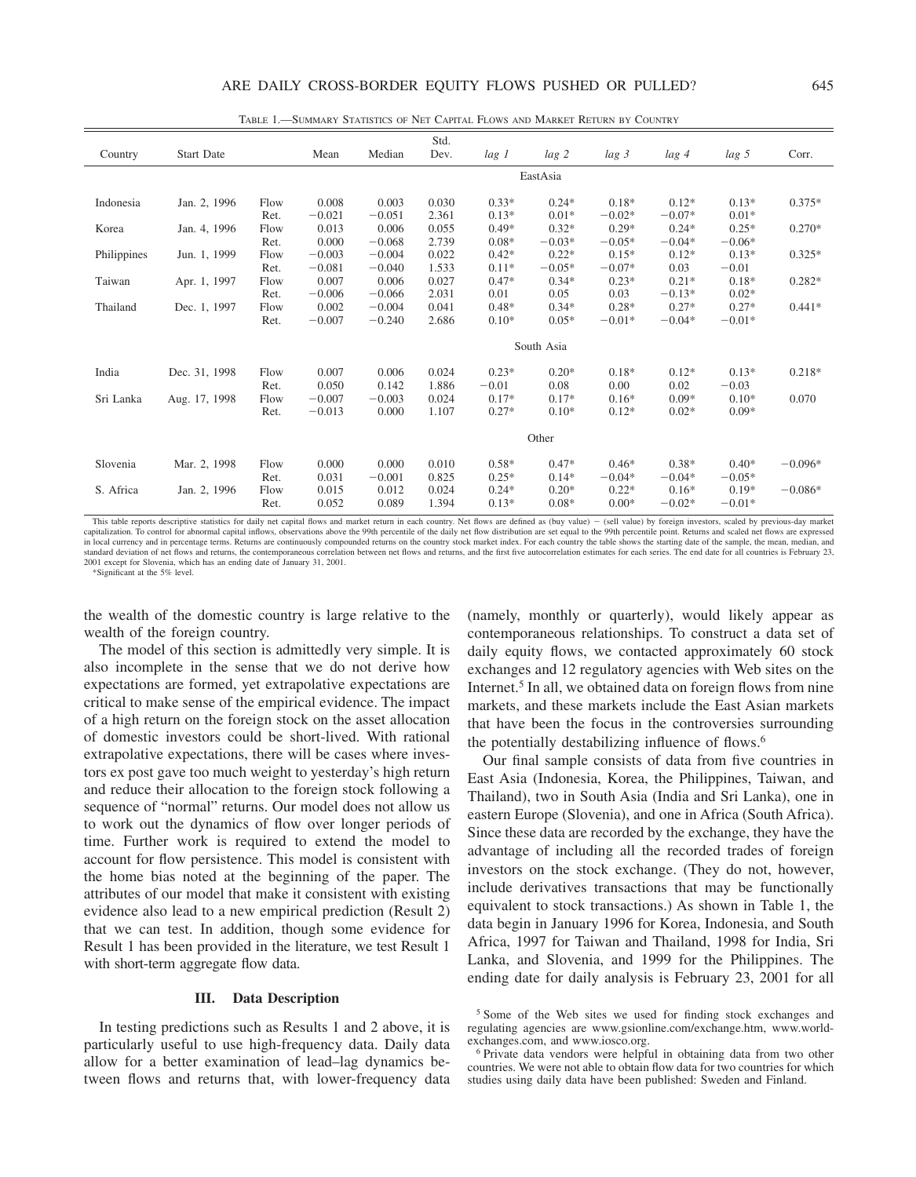TABLE 1.—SUMMARY STATISTICS OF NET CAPITAL FLOWS AND MARKET RETURN BY COUNTRY

| Country | Start Date | | Mean | Median | Std. Dev. | *lag 1* | *lag 2* | *lag 3* | *lag 4* | *lag 5* | Corr. |
|---|---|---|---|---|---|---|---|---|---|---|---|
| | | | | | | | EastAsia | | | | |
| Indonesia | Jan. 2, 1996 | Flow | 0.008 | 0.003 | 0.030 | 0.33* | 0.24* | 0.18* | 0.12* | 0.13* | 0.375* |
| | | Ret. | −0.021 | −0.051 | 2.361 | 0.13* | 0.01* | −0.02* | −0.07* | 0.01* | |
| Korea | Jan. 4, 1996 | Flow | 0.013 | 0.006 | 0.055 | 0.49* | 0.32* | 0.29* | 0.24* | 0.25* | 0.270* |
| | | Ret. | 0.000 | −0.068 | 2.739 | 0.08* | −0.03* | −0.05* | −0.04* | −0.06* | |
| Philippines | Jun. 1, 1999 | Flow | −0.003 | −0.004 | 0.022 | 0.42* | 0.22* | 0.15* | 0.12* | 0.13* | 0.325* |
| | | Ret. | −0.081 | −0.040 | 1.533 | 0.11* | −0.05* | −0.07* | 0.03 | −0.01 | |
| Taiwan | Apr. 1, 1997 | Flow | 0.007 | 0.006 | 0.027 | 0.47* | 0.34* | 0.23* | 0.21* | 0.18* | 0.282* |
| | | Ret. | −0.006 | −0.066 | 2.031 | 0.01 | 0.05 | 0.03 | −0.13* | 0.02* | |
| Thailand | Dec. 1, 1997 | Flow | 0.002 | −0.004 | 0.041 | 0.48* | 0.34* | 0.28* | 0.27* | 0.27* | 0.441* |
| | | Ret. | −0.007 | −0.240 | 2.686 | 0.10* | 0.05* | −0.01* | −0.04* | −0.01* | |
| | | | | | | | South Asia | | | | |
| India | Dec. 31, 1998 | Flow | 0.007 | 0.006 | 0.024 | 0.23* | 0.20* | 0.18* | 0.12* | 0.13* | 0.218* |
| | | Ret. | 0.050 | 0.142 | 1.886 | −0.01 | 0.08 | 0.00 | 0.02 | −0.03 | |
| Sri Lanka | Aug. 17, 1998 | Flow | −0.007 | −0.003 | 0.024 | 0.17* | 0.17* | 0.16* | 0.09* | 0.10* | 0.070 |
| | | Ret. | −0.013 | 0.000 | 1.107 | 0.27* | 0.10* | 0.12* | 0.02* | 0.09* | |
| | | | | | | | Other | | | | |
| Slovenia | Mar. 2, 1998 | Flow | 0.000 | 0.000 | 0.010 | 0.58* | 0.47* | 0.46* | 0.38* | 0.40* | −0.096* |
| | | Ret. | 0.031 | −0.001 | 0.825 | 0.25* | 0.14* | −0.04* | −0.04* | −0.05* | |
| S. Africa | Jan. 2, 1996 | Flow | 0.015 | 0.012 | 0.024 | 0.24* | 0.20* | 0.22* | 0.16* | 0.19* | −0.086* |
| | | Ret. | 0.052 | 0.089 | 1.394 | 0.13* | 0.08* | 0.00* | −0.02* | −0.01* | |

This table reports descriptive statistics for daily net capital flows and market return in each country. Net flows are defined as (buy value) − (sell value) by foreign investors, scaled by previous-day market capitalization. To control for abnormal capital inflows, observations above the 99th percentile of the daily net flow distribution are set equal to the 99th percentile point. Returns and scaled net flows are expressed in local currency and in percentage terms. Returns are continuously compounded returns on the country stock market index. For each country the table shows the starting date of the sample, the mean, median, and standard deviation of net flows and returns, the contemporaneous correlation between net flows and returns, and the first five autocorrelation estimates for each series. The end date for all countries is February 23, 2001 except for Slovenia, which has an ending date of January 31, 2001.

*Significant at the 5% level.

the wealth of the domestic country is large relative to the wealth of the foreign country.

The model of this section is admittedly very simple. It is also incomplete in the sense that we do not derive how expectations are formed, yet extrapolative expectations are critical to make sense of the empirical evidence. The impact of a high return on the foreign stock on the asset allocation of domestic investors could be short-lived. With rational extrapolative expectations, there will be cases where investors ex post gave too much weight to yesterday's high return and reduce their allocation to the foreign stock following a sequence of "normal" returns. Our model does not allow us to work out the dynamics of flow over longer periods of time. Further work is required to extend the model to account for flow persistence. This model is consistent with the home bias noted at the beginning of the paper. The attributes of our model that make it consistent with existing evidence also lead to a new empirical prediction (Result 2) that we can test. In addition, though some evidence for Result 1 has been provided in the literature, we test Result 1 with short-term aggregate flow data.

### III. Data Description

In testing predictions such as Results 1 and 2 above, it is particularly useful to use high-frequency data. Daily data allow for a better examination of lead–lag dynamics between flows and returns that, with lower-frequency data (namely, monthly or quarterly), would likely appear as contemporaneous relationships. To construct a data set of daily equity flows, we contacted approximately 60 stock exchanges and 12 regulatory agencies with Web sites on the Internet.[5] In all, we obtained data on foreign flows from nine markets, and these markets include the East Asian markets that have been the focus in the controversies surrounding the potentially destabilizing influence of flows.[6]

Our final sample consists of data from five countries in East Asia (Indonesia, Korea, the Philippines, Taiwan, and Thailand), two in South Asia (India and Sri Lanka), one in eastern Europe (Slovenia), and one in Africa (South Africa). Since these data are recorded by the exchange, they have the advantage of including all the recorded trades of foreign investors on the stock exchange. (They do not, however, include derivatives transactions that may be functionally equivalent to stock transactions.) As shown in Table 1, the data begin in January 1996 for Korea, Indonesia, and South Africa, 1997 for Taiwan and Thailand, 1998 for India, Sri Lanka, and Slovenia, and 1999 for the Philippines. The ending date for daily analysis is February 23, 2001 for all

[5] Some of the Web sites we used for finding stock exchanges and regulating agencies are www.gsionline.com/exchange.htm, www.world-exchanges.com, and www.iosco.org.

[6] Private data vendors were helpful in obtaining data from two other countries. We were not able to obtain flow data for two countries for which studies using daily data have been published: Sweden and Finland.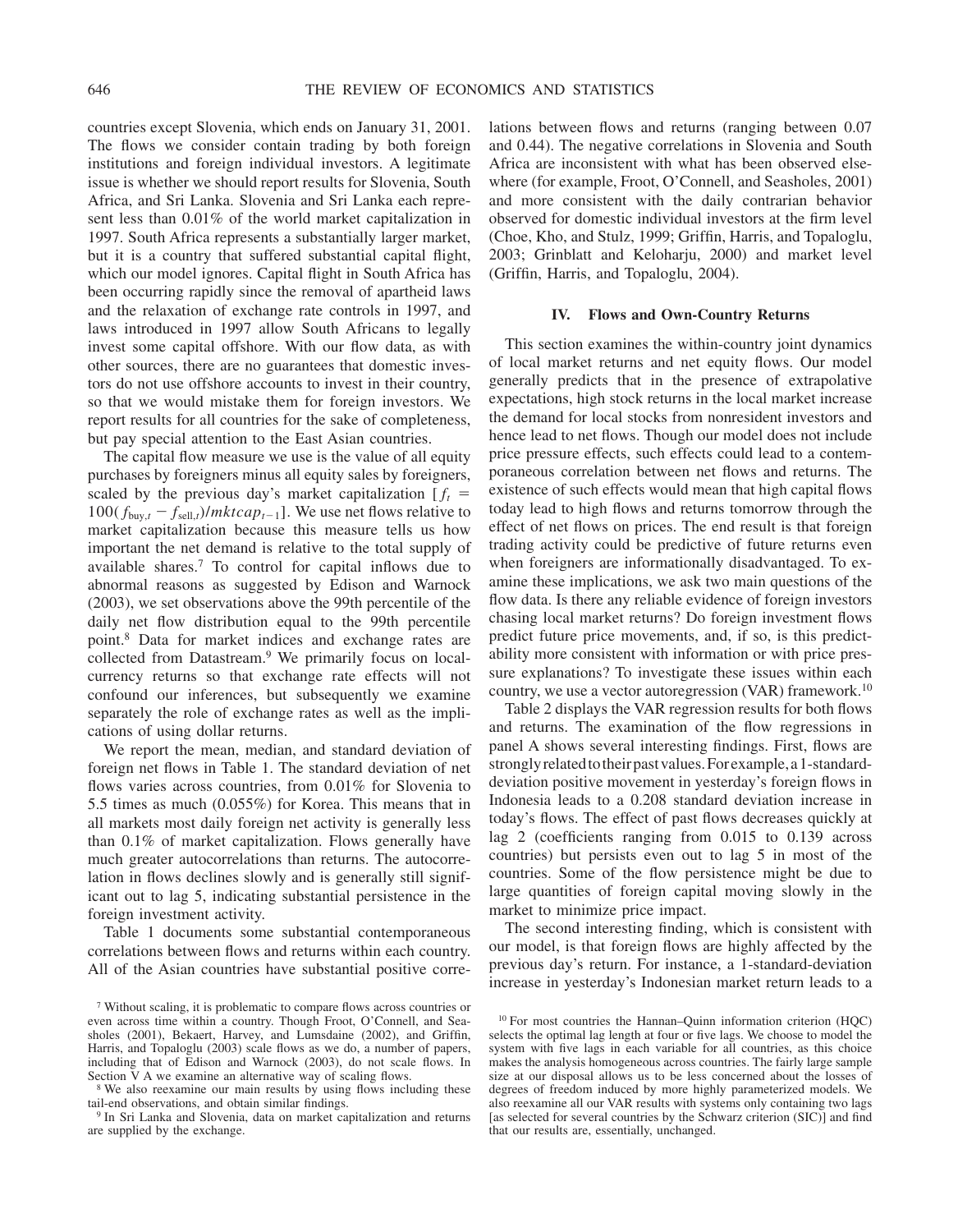countries except Slovenia, which ends on January 31, 2001. The flows we consider contain trading by both foreign institutions and foreign individual investors. A legitimate issue is whether we should report results for Slovenia, South Africa, and Sri Lanka. Slovenia and Sri Lanka each represent less than 0.01% of the world market capitalization in 1997. South Africa represents a substantially larger market, but it is a country that suffered substantial capital flight, which our model ignores. Capital flight in South Africa has been occurring rapidly since the removal of apartheid laws and the relaxation of exchange rate controls in 1997, and laws introduced in 1997 allow South Africans to legally invest some capital offshore. With our flow data, as with other sources, there are no guarantees that domestic investors do not use offshore accounts to invest in their country, so that we would mistake them for foreign investors. We report results for all countries for the sake of completeness, but pay special attention to the East Asian countries.

The capital flow measure we use is the value of all equity purchases by foreigners minus all equity sales by foreigners, scaled by the previous day's market capitalization [$f_t = 100(f_{buy,t} - f_{sell,t})/mktcap_{t-1}$]. We use net flows relative to market capitalization because this measure tells us how important the net demand is relative to the total supply of available shares.[7] To control for capital inflows due to abnormal reasons as suggested by Edison and Warnock (2003), we set observations above the 99th percentile of the daily net flow distribution equal to the 99th percentile point.[8] Data for market indices and exchange rates are collected from Datastream.[9] We primarily focus on local-currency returns so that exchange rate effects will not confound our inferences, but subsequently we examine separately the role of exchange rates as well as the implications of using dollar returns.

We report the mean, median, and standard deviation of foreign net flows in Table 1. The standard deviation of net flows varies across countries, from 0.01% for Slovenia to 5.5 times as much (0.055%) for Korea. This means that in all markets most daily foreign net activity is generally less than 0.1% of market capitalization. Flows generally have much greater autocorrelations than returns. The autocorrelation in flows declines slowly and is generally still significant out to lag 5, indicating substantial persistence in the foreign investment activity.

Table 1 documents some substantial contemporaneous correlations between flows and returns within each country. All of the Asian countries have substantial positive correlations between flows and returns (ranging between 0.07 and 0.44). The negative correlations in Slovenia and South Africa are inconsistent with what has been observed elsewhere (for example, Froot, O'Connell, and Seasholes, 2001) and more consistent with the daily contrarian behavior observed for domestic individual investors at the firm level (Choe, Kho, and Stulz, 1999; Griffin, Harris, and Topaloglu, 2003; Grinblatt and Keloharju, 2000) and market level (Griffin, Harris, and Topaloglu, 2004).

## IV. Flows and Own-Country Returns

This section examines the within-country joint dynamics of local market returns and net equity flows. Our model generally predicts that in the presence of extrapolative expectations, high stock returns in the local market increase the demand for local stocks from nonresident investors and hence lead to net flows. Though our model does not include price pressure effects, such effects could lead to a contemporaneous correlation between net flows and returns. The existence of such effects would mean that high capital flows today lead to high flows and returns tomorrow through the effect of net flows on prices. The end result is that foreign trading activity could be predictive of future returns even when foreigners are informationally disadvantaged. To examine these implications, we ask two main questions of the flow data. Is there any reliable evidence of foreign investors chasing local market returns? Do foreign investment flows predict future price movements, and, if so, is this predictability more consistent with information or with price pressure explanations? To investigate these issues within each country, we use a vector autoregression (VAR) framework.[10]

Table 2 displays the VAR regression results for both flows and returns. The examination of the flow regressions in panel A shows several interesting findings. First, flows are strongly related to their past values. For example, a 1-standard-deviation positive movement in yesterday's foreign flows in Indonesia leads to a 0.208 standard deviation increase in today's flows. The effect of past flows decreases quickly at lag 2 (coefficients ranging from 0.015 to 0.139 across countries) but persists even out to lag 5 in most of the countries. Some of the flow persistence might be due to large quantities of foreign capital moving slowly in the market to minimize price impact.

The second interesting finding, which is consistent with our model, is that foreign flows are highly affected by the previous day's return. For instance, a 1-standard-deviation increase in yesterday's Indonesian market return leads to a

---

[7] Without scaling, it is problematic to compare flows across countries or even across time within a country. Though Froot, O'Connell, and Seasholes (2001), Bekaert, Harvey, and Lumsdaine (2002), and Griffin, Harris, and Topaloglu (2003) scale flows as we do, a number of papers, including that of Edison and Warnock (2003), do not scale flows. In Section V A we examine an alternative way of scaling flows.

[8] We also reexamine our main results by using flows including these tail-end observations, and obtain similar findings.

[9] In Sri Lanka and Slovenia, data on market capitalization and returns are supplied by the exchange.

[10] For most countries the Hannan–Quinn information criterion (HQC) selects the optimal lag length at four or five lags. We choose to model the system with five lags in each variable for all countries, as this choice makes the analysis homogeneous across countries. The fairly large sample size at our disposal allows us to be less concerned about the losses of degrees of freedom induced by more highly parameterized models. We also reexamine all our VAR results with systems only containing two lags [as selected for several countries by the Schwarz criterion (SIC)] and find that our results are, essentially, unchanged.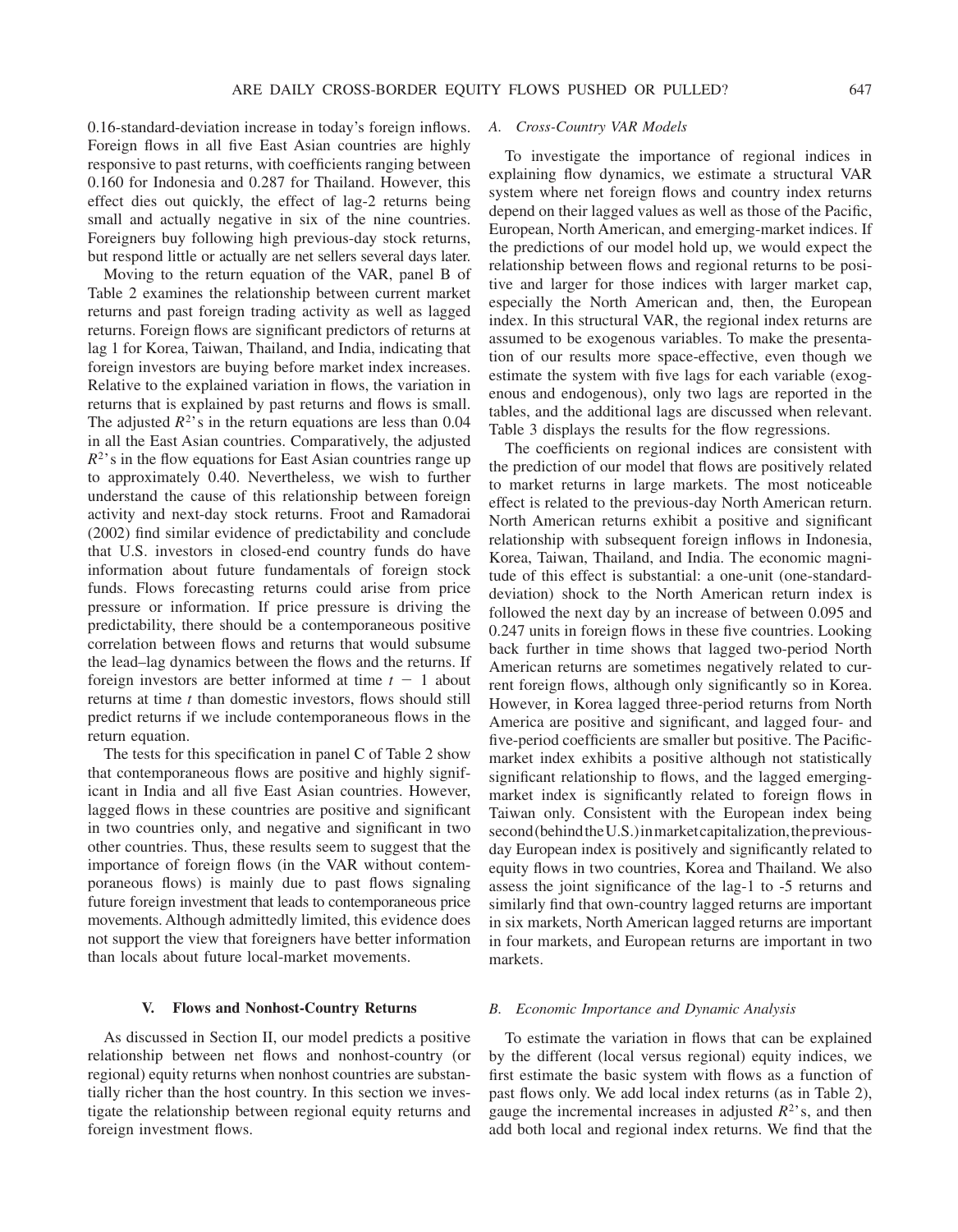0.16-standard-deviation increase in today's foreign inflows. Foreign flows in all five East Asian countries are highly responsive to past returns, with coefficients ranging between 0.160 for Indonesia and 0.287 for Thailand. However, this effect dies out quickly, the effect of lag-2 returns being small and actually negative in six of the nine countries. Foreigners buy following high previous-day stock returns, but respond little or actually are net sellers several days later.

Moving to the return equation of the VAR, panel B of Table 2 examines the relationship between current market returns and past foreign trading activity as well as lagged returns. Foreign flows are significant predictors of returns at lag 1 for Korea, Taiwan, Thailand, and India, indicating that foreign investors are buying before market index increases. Relative to the explained variation in flows, the variation in returns that is explained by past returns and flows is small. The adjusted $R^2$'s in the return equations are less than 0.04 in all the East Asian countries. Comparatively, the adjusted $R^2$'s in the flow equations for East Asian countries range up to approximately 0.40. Nevertheless, we wish to further understand the cause of this relationship between foreign activity and next-day stock returns. Froot and Ramadorai (2002) find similar evidence of predictability and conclude that U.S. investors in closed-end country funds do have information about future fundamentals of foreign stock funds. Flows forecasting returns could arise from price pressure or information. If price pressure is driving the predictability, there should be a contemporaneous positive correlation between flows and returns that would subsume the lead–lag dynamics between the flows and the returns. If foreign investors are better informed at time $t - 1$ about returns at time $t$ than domestic investors, flows should still predict returns if we include contemporaneous flows in the return equation.

The tests for this specification in panel C of Table 2 show that contemporaneous flows are positive and highly significant in India and all five East Asian countries. However, lagged flows in these countries are positive and significant in two countries only, and negative and significant in two other countries. Thus, these results seem to suggest that the importance of foreign flows (in the VAR without contemporaneous flows) is mainly due to past flows signaling future foreign investment that leads to contemporaneous price movements. Although admittedly limited, this evidence does not support the view that foreigners have better information than locals about future local-market movements.

## V. Flows and Nonhost-Country Returns

As discussed in Section II, our model predicts a positive relationship between net flows and nonhost-country (or regional) equity returns when nonhost countries are substantially richer than the host country. In this section we investigate the relationship between regional equity returns and foreign investment flows.

### A. Cross-Country VAR Models

To investigate the importance of regional indices in explaining flow dynamics, we estimate a structural VAR system where net foreign flows and country index returns depend on their lagged values as well as those of the Pacific, European, North American, and emerging-market indices. If the predictions of our model hold up, we would expect the relationship between flows and regional returns to be positive and larger for those indices with larger market cap, especially the North American and, then, the European index. In this structural VAR, the regional index returns are assumed to be exogenous variables. To make the presentation of our results more space-effective, even though we estimate the system with five lags for each variable (exogenous and endogenous), only two lags are reported in the tables, and the additional lags are discussed when relevant. Table 3 displays the results for the flow regressions.

The coefficients on regional indices are consistent with the prediction of our model that flows are positively related to market returns in large markets. The most noticeable effect is related to the previous-day North American return. North American returns exhibit a positive and significant relationship with subsequent foreign inflows in Indonesia, Korea, Taiwan, Thailand, and India. The economic magnitude of this effect is substantial: a one-unit (one-standard-deviation) shock to the North American return index is followed the next day by an increase of between 0.095 and 0.247 units in foreign flows in these five countries. Looking back further in time shows that lagged two-period North American returns are sometimes negatively related to current foreign flows, although only significantly so in Korea. However, in Korea lagged three-period returns from North America are positive and significant, and lagged four- and five-period coefficients are smaller but positive. The Pacific-market index exhibits a positive although not statistically significant relationship to flows, and the lagged emerging-market index is significantly related to foreign flows in Taiwan only. Consistent with the European index being second (behind the U.S.) in market capitalization, the previous-day European index is positively and significantly related to equity flows in two countries, Korea and Thailand. We also assess the joint significance of the lag-1 to -5 returns and similarly find that own-country lagged returns are important in six markets, North American lagged returns are important in four markets, and European returns are important in two markets.

### B. Economic Importance and Dynamic Analysis

To estimate the variation in flows that can be explained by the different (local versus regional) equity indices, we first estimate the basic system with flows as a function of past flows only. We add local index returns (as in Table 2), gauge the incremental increases in adjusted $R^2$'s, and then add both local and regional index returns. We find that the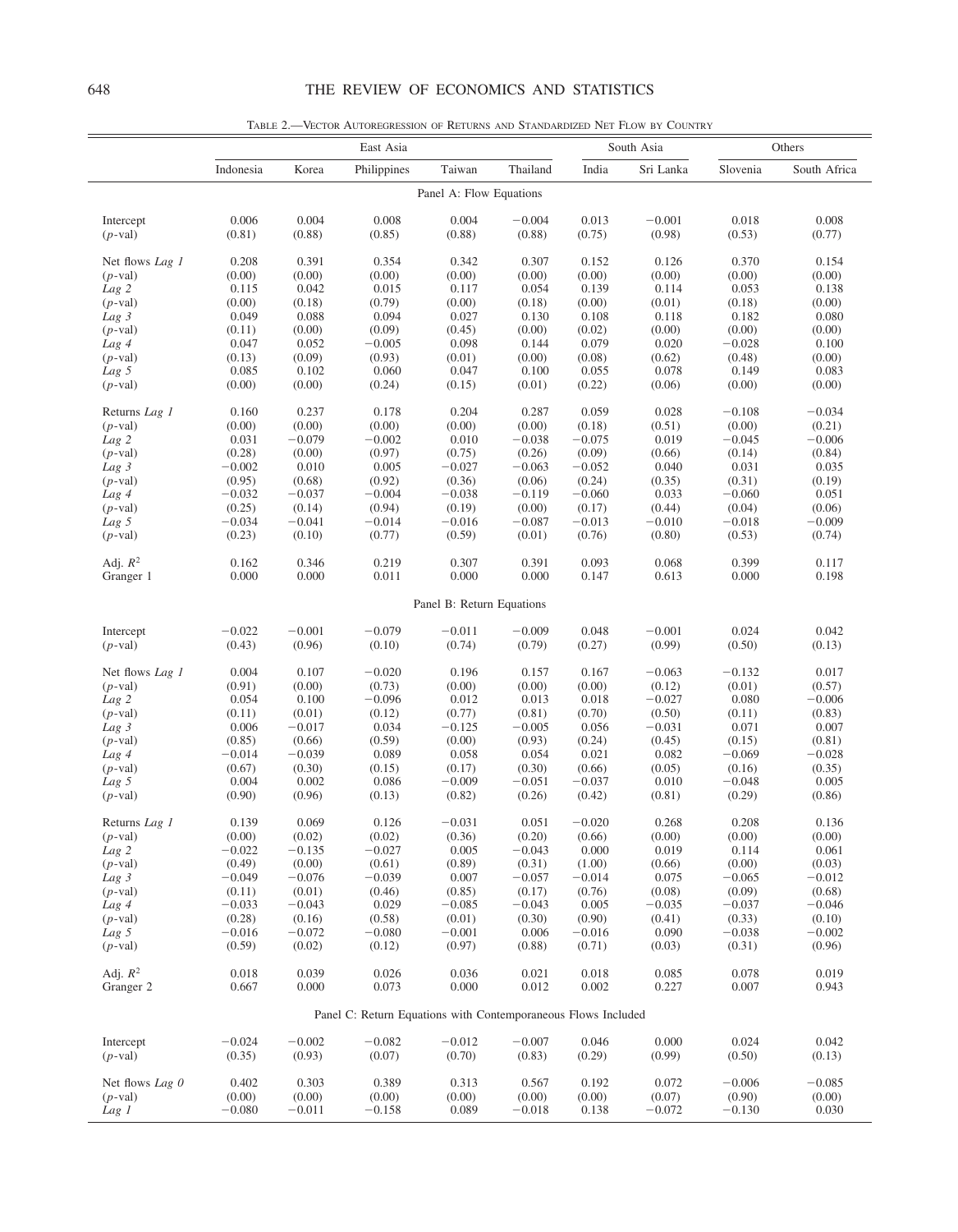TABLE 2.—VECTOR AUTOREGRESSION OF RETURNS AND STANDARDIZED NET FLOW BY COUNTRY

| | East Asia | | | | | South Asia | | Others | |
|---|---|---|---|---|---|---|---|---|---|
| | Indonesia | Korea | Philippines | Taiwan | Thailand | India | Sri Lanka | Slovenia | South Africa |
| **Panel A: Flow Equations** | | | | | | | | | |
| Intercept | 0.006 | 0.004 | 0.008 | 0.004 | −0.004 | 0.013 | −0.001 | 0.018 | 0.008 |
| (*p*-val) | (0.81) | (0.88) | (0.85) | (0.88) | (0.88) | (0.75) | (0.98) | (0.53) | (0.77) |
| Net flows *Lag 1* | 0.208 | 0.391 | 0.354 | 0.342 | 0.307 | 0.152 | 0.126 | 0.370 | 0.154 |
| (*p*-val) | (0.00) | (0.00) | (0.00) | (0.00) | (0.00) | (0.00) | (0.00) | (0.00) | (0.00) |
| *Lag 2* | 0.115 | 0.042 | 0.015 | 0.117 | 0.054 | 0.139 | 0.114 | 0.053 | 0.138 |
| (*p*-val) | (0.00) | (0.18) | (0.79) | (0.00) | (0.18) | (0.00) | (0.01) | (0.18) | (0.00) |
| *Lag 3* | 0.049 | 0.088 | 0.094 | 0.027 | 0.130 | 0.108 | 0.118 | 0.182 | 0.080 |
| (*p*-val) | (0.11) | (0.00) | (0.09) | (0.45) | (0.00) | (0.02) | (0.00) | (0.00) | (0.00) |
| *Lag 4* | 0.047 | 0.052 | −0.005 | 0.098 | 0.144 | 0.079 | 0.020 | −0.028 | 0.100 |
| (*p*-val) | (0.13) | (0.09) | (0.93) | (0.01) | (0.00) | (0.08) | (0.62) | (0.48) | (0.00) |
| *Lag 5* | 0.085 | 0.102 | 0.060 | 0.047 | 0.100 | 0.055 | 0.078 | 0.149 | 0.083 |
| (*p*-val) | (0.00) | (0.00) | (0.24) | (0.15) | (0.01) | (0.22) | (0.06) | (0.00) | (0.00) |
| Returns *Lag 1* | 0.160 | 0.237 | 0.178 | 0.204 | 0.287 | 0.059 | 0.028 | −0.108 | −0.034 |
| (*p*-val) | (0.00) | (0.00) | (0.00) | (0.00) | (0.00) | (0.18) | (0.51) | (0.00) | (0.21) |
| *Lag 2* | 0.031 | −0.079 | −0.002 | 0.010 | −0.038 | −0.075 | 0.019 | −0.045 | −0.006 |
| (*p*-val) | (0.28) | (0.00) | (0.97) | (0.75) | (0.26) | (0.09) | (0.66) | (0.14) | (0.84) |
| *Lag 3* | −0.002 | 0.010 | 0.005 | −0.027 | −0.063 | −0.052 | 0.040 | 0.031 | 0.035 |
| (*p*-val) | (0.95) | (0.68) | (0.92) | (0.36) | (0.06) | (0.24) | (0.35) | (0.31) | (0.19) |
| *Lag 4* | −0.032 | −0.037 | −0.004 | −0.038 | −0.119 | −0.060 | 0.033 | −0.060 | 0.051 |
| (*p*-val) | (0.25) | (0.14) | (0.94) | (0.19) | (0.00) | (0.17) | (0.44) | (0.04) | (0.06) |
| *Lag 5* | −0.034 | −0.041 | −0.014 | −0.016 | −0.087 | −0.013 | −0.010 | −0.018 | −0.009 |
| (*p*-val) | (0.23) | (0.10) | (0.77) | (0.59) | (0.01) | (0.76) | (0.80) | (0.53) | (0.74) |
| Adj. $R^2$ | 0.162 | 0.346 | 0.219 | 0.307 | 0.391 | 0.093 | 0.068 | 0.399 | 0.117 |
| Granger 1 | 0.000 | 0.000 | 0.011 | 0.000 | 0.000 | 0.147 | 0.613 | 0.000 | 0.198 |
| **Panel B: Return Equations** | | | | | | | | | |
| Intercept | −0.022 | −0.001 | −0.079 | −0.011 | −0.009 | 0.048 | −0.001 | 0.024 | 0.042 |
| (*p*-val) | (0.43) | (0.96) | (0.10) | (0.74) | (0.79) | (0.27) | (0.99) | (0.50) | (0.13) |
| Net flows *Lag 1* | 0.004 | 0.107 | −0.020 | 0.196 | 0.157 | 0.167 | −0.063 | −0.132 | 0.017 |
| (*p*-val) | (0.91) | (0.00) | (0.73) | (0.00) | (0.00) | (0.00) | (0.12) | (0.01) | (0.57) |
| *Lag 2* | 0.054 | 0.100 | −0.096 | 0.012 | 0.013 | 0.018 | −0.027 | 0.080 | −0.006 |
| (*p*-val) | (0.11) | (0.01) | (0.12) | (0.77) | (0.81) | (0.70) | (0.50) | (0.11) | (0.83) |
| *Lag 3* | 0.006 | −0.017 | 0.034 | −0.125 | −0.005 | 0.056 | −0.031 | 0.071 | 0.007 |
| (*p*-val) | (0.85) | (0.66) | (0.59) | (0.00) | (0.93) | (0.24) | (0.45) | (0.15) | (0.81) |
| *Lag 4* | −0.014 | −0.039 | 0.089 | 0.058 | 0.054 | 0.021 | 0.082 | −0.069 | −0.028 |
| (*p*-val) | (0.67) | (0.30) | (0.15) | (0.17) | (0.30) | (0.66) | (0.05) | (0.16) | (0.35) |
| *Lag 5* | 0.004 | 0.002 | 0.086 | −0.009 | −0.051 | −0.037 | 0.010 | −0.048 | 0.005 |
| (*p*-val) | (0.90) | (0.96) | (0.13) | (0.82) | (0.26) | (0.42) | (0.81) | (0.29) | (0.86) |
| Returns *Lag 1* | 0.139 | 0.069 | 0.126 | −0.031 | 0.051 | −0.020 | 0.268 | 0.208 | 0.136 |
| (*p*-val) | (0.00) | (0.02) | (0.02) | (0.36) | (0.20) | (0.66) | (0.00) | (0.00) | (0.00) |
| *Lag 2* | −0.022 | −0.135 | −0.027 | 0.005 | −0.043 | 0.000 | 0.019 | 0.114 | 0.061 |
| (*p*-val) | (0.49) | (0.00) | (0.61) | (0.89) | (0.31) | (1.00) | (0.66) | (0.00) | (0.03) |
| *Lag 3* | −0.049 | −0.076 | −0.039 | 0.007 | −0.057 | −0.014 | 0.075 | −0.065 | −0.012 |
| (*p*-val) | (0.11) | (0.01) | (0.46) | (0.85) | (0.17) | (0.76) | (0.08) | (0.09) | (0.68) |
| *Lag 4* | −0.033 | −0.043 | 0.029 | −0.085 | −0.043 | 0.005 | −0.035 | −0.037 | −0.046 |
| (*p*-val) | (0.28) | (0.16) | (0.58) | (0.01) | (0.30) | (0.90) | (0.41) | (0.33) | (0.10) |
| *Lag 5* | −0.016 | −0.072 | −0.080 | −0.001 | 0.006 | −0.016 | 0.090 | −0.038 | −0.002 |
| (*p*-val) | (0.59) | (0.02) | (0.12) | (0.97) | (0.88) | (0.71) | (0.03) | (0.31) | (0.96) |
| Adj. $R^2$ | 0.018 | 0.039 | 0.026 | 0.036 | 0.021 | 0.018 | 0.085 | 0.078 | 0.019 |
| Granger 2 | 0.667 | 0.000 | 0.073 | 0.000 | 0.012 | 0.002 | 0.227 | 0.007 | 0.943 |
| **Panel C: Return Equations with Contemporaneous Flows Included** | | | | | | | | | |
| Intercept | −0.024 | −0.002 | −0.082 | −0.012 | −0.007 | 0.046 | 0.000 | 0.024 | 0.042 |
| (*p*-val) | (0.35) | (0.93) | (0.07) | (0.70) | (0.83) | (0.29) | (0.99) | (0.50) | (0.13) |
| Net flows *Lag 0* | 0.402 | 0.303 | 0.389 | 0.313 | 0.567 | 0.192 | 0.072 | −0.006 | −0.085 |
| (*p*-val) | (0.00) | (0.00) | (0.00) | (0.00) | (0.00) | (0.00) | (0.07) | (0.90) | (0.00) |
| *Lag 1* | −0.080 | −0.011 | −0.158 | 0.089 | −0.018 | 0.138 | −0.072 | −0.130 | 0.030 |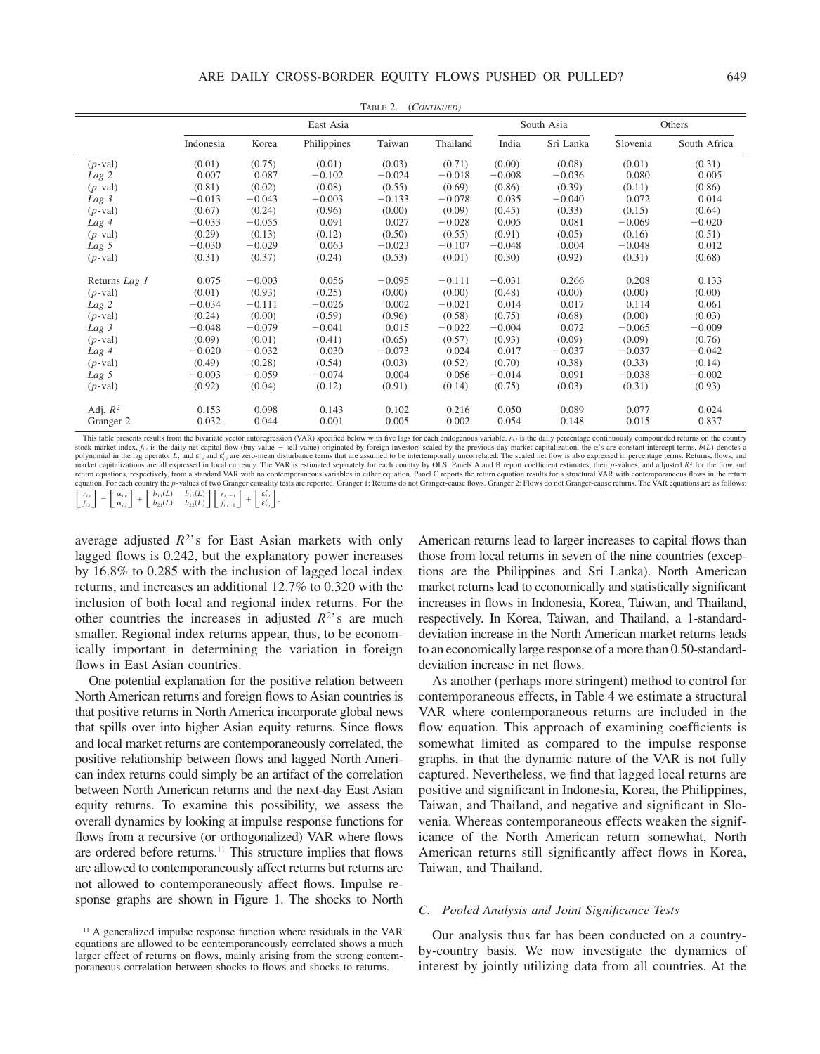TABLE 2.—(CONTINUED)

| | East Asia | | | | | South Asia | | Others | |
|---|---|---|---|---|---|---|---|---|---|
| | Indonesia | Korea | Philippines | Taiwan | Thailand | India | Sri Lanka | Slovenia | South Africa |
| (*p*-val) | (0.01) | (0.75) | (0.01) | (0.03) | (0.71) | (0.00) | (0.08) | (0.01) | (0.31) |
| *Lag 2* | 0.007 | 0.087 | −0.102 | −0.024 | −0.018 | −0.008 | −0.036 | 0.080 | 0.005 |
| (*p*-val) | (0.81) | (0.02) | (0.08) | (0.55) | (0.69) | (0.86) | (0.39) | (0.11) | (0.86) |
| *Lag 3* | −0.013 | −0.043 | −0.003 | −0.133 | −0.078 | 0.035 | −0.040 | 0.072 | 0.014 |
| (*p*-val) | (0.67) | (0.24) | (0.96) | (0.00) | (0.09) | (0.45) | (0.33) | (0.15) | (0.64) |
| *Lag 4* | −0.033 | −0.055 | 0.091 | 0.027 | −0.028 | 0.005 | 0.081 | −0.069 | −0.020 |
| (*p*-val) | (0.29) | (0.13) | (0.12) | (0.50) | (0.55) | (0.91) | (0.05) | (0.16) | (0.51) |
| *Lag 5* | −0.030 | −0.029 | 0.063 | −0.023 | −0.107 | −0.048 | 0.004 | −0.048 | 0.012 |
| (*p*-val) | (0.31) | (0.37) | (0.24) | (0.53) | (0.01) | (0.30) | (0.92) | (0.31) | (0.68) |
| Returns *Lag 1* | 0.075 | −0.003 | 0.056 | −0.095 | −0.111 | −0.031 | 0.266 | 0.208 | 0.133 |
| (*p*-val) | (0.01) | (0.93) | (0.25) | (0.00) | (0.00) | (0.48) | (0.00) | (0.00) | (0.00) |
| *Lag 2* | −0.034 | −0.111 | −0.026 | 0.002 | −0.021 | 0.014 | 0.017 | 0.114 | 0.061 |
| (*p*-val) | (0.24) | (0.00) | (0.59) | (0.96) | (0.58) | (0.75) | (0.68) | (0.00) | (0.03) |
| *Lag 3* | −0.048 | −0.079 | −0.041 | 0.015 | −0.022 | −0.004 | 0.072 | −0.065 | −0.009 |
| (*p*-val) | (0.09) | (0.01) | (0.41) | (0.65) | (0.57) | (0.93) | (0.09) | (0.09) | (0.76) |
| *Lag 4* | −0.020 | −0.032 | 0.030 | −0.073 | 0.024 | 0.017 | −0.037 | −0.037 | −0.042 |
| (*p*-val) | (0.49) | (0.28) | (0.54) | (0.03) | (0.52) | (0.70) | (0.38) | (0.33) | (0.14) |
| *Lag 5* | −0.003 | −0.059 | −0.074 | 0.004 | 0.056 | −0.014 | 0.091 | −0.038 | −0.002 |
| (*p*-val) | (0.92) | (0.04) | (0.12) | (0.91) | (0.14) | (0.75) | (0.03) | (0.31) | (0.93) |
| Adj. $R^2$ | 0.153 | 0.098 | 0.143 | 0.102 | 0.216 | 0.050 | 0.089 | 0.077 | 0.024 |
| Granger 2 | 0.032 | 0.044 | 0.001 | 0.005 | 0.002 | 0.054 | 0.148 | 0.015 | 0.837 |

This table presents results from the bivariate vector autoregression (VAR) specified below with five lags for each endogenous variable. $r_{i,t}$ is the daily percentage continuously compounded returns on the country stock market index, $f_{i,t}$ is the daily net capital flow (buy value − sell value) originated by foreign investors scaled by the previous-day market capitalization, the α's are constant intercept terms, $b(L)$ denotes a polynomial in the lag operator $L$, and $\varepsilon^r_{i,t}$ and $\varepsilon^f_{i,t}$ are zero-mean disturbance terms that are assumed to be intertemporally uncorrelated. The scaled net flow is also expressed in percentage terms. Returns, flows, and market capitalizations are all expressed in local currency. The VAR is estimated separately for each country by OLS. Panels A and B report coefficient estimates, their $p$-values, and adjusted $R^2$ for the flow and return equations, respectively, from a standard VAR with no contemporaneous variables in either equation. Panel C reports the return equation results for a structural VAR with contemporaneous flows in the return equation. For each country the $p$-values of two Granger causality tests are reported. Granger 1: Returns do not Granger-cause flows. Granger 2: Flows do not Granger-cause returns. The VAR equations are as follows:

$$\begin{bmatrix} r_{i,t} \\ f_{i,t} \end{bmatrix} = \begin{bmatrix} \alpha_{i,r} \\ \alpha_{i,f} \end{bmatrix} + \begin{bmatrix} b_{11}(L) & b_{12}(L) \\ b_{21}(L) & b_{22}(L) \end{bmatrix} \begin{bmatrix} r_{i,t-1} \\ f_{i,t-1} \end{bmatrix} + \begin{bmatrix} \varepsilon^r_{i,t} \\ \varepsilon^f_{i,t} \end{bmatrix}.$$

average adjusted $R^2$'s for East Asian markets with only lagged flows is 0.242, but the explanatory power increases by 16.8% to 0.285 with the inclusion of lagged local index returns, and increases an additional 12.7% to 0.320 with the inclusion of both local and regional index returns. For the other countries the increases in adjusted $R^2$'s are much smaller. Regional index returns appear, thus, to be economically important in determining the variation in foreign flows in East Asian countries.

One potential explanation for the positive relation between North American returns and foreign flows to Asian countries is that positive returns in North America incorporate global news that spills over into higher Asian equity returns. Since flows and local market returns are contemporaneously correlated, the positive relationship between flows and lagged North American index returns could simply be an artifact of the correlation between North American returns and the next-day East Asian equity returns. To examine this possibility, we assess the overall dynamics by looking at impulse response functions for flows from a recursive (or orthogonalized) VAR where flows are ordered before returns.[11] This structure implies that flows are allowed to contemporaneously affect returns but returns are not allowed to contemporaneously affect flows. Impulse response graphs are shown in Figure 1. The shocks to North American returns lead to larger increases to capital flows than those from local returns in seven of the nine countries (exceptions are the Philippines and Sri Lanka). North American market returns lead to economically and statistically significant increases in flows in Indonesia, Korea, Taiwan, and Thailand, respectively. In Korea, Taiwan, and Thailand, a 1-standard-deviation increase in the North American market returns leads to an economically large response of a more than 0.50-standard-deviation increase in net flows.

As another (perhaps more stringent) method to control for contemporaneous effects, in Table 4 we estimate a structural VAR where contemporaneous returns are included in the flow equation. This approach of examining coefficients is somewhat limited as compared to the impulse response graphs, in that the dynamic nature of the VAR is not fully captured. Nevertheless, we find that lagged local returns are positive and significant in Indonesia, Korea, the Philippines, Taiwan, and Thailand, and negative and significant in Slovenia. Whereas contemporaneous effects weaken the significance of the North American return somewhat, North American returns still significantly affect flows in Korea, Taiwan, and Thailand.

### C. Pooled Analysis and Joint Significance Tests

Our analysis thus far has been conducted on a country-by-country basis. We now investigate the dynamics of interest by jointly utilizing data from all countries. At the

[11] A generalized impulse response function where residuals in the VAR equations are allowed to be contemporaneously correlated shows a much larger effect of returns on flows, mainly arising from the strong contemporaneous correlation between shocks to flows and shocks to returns.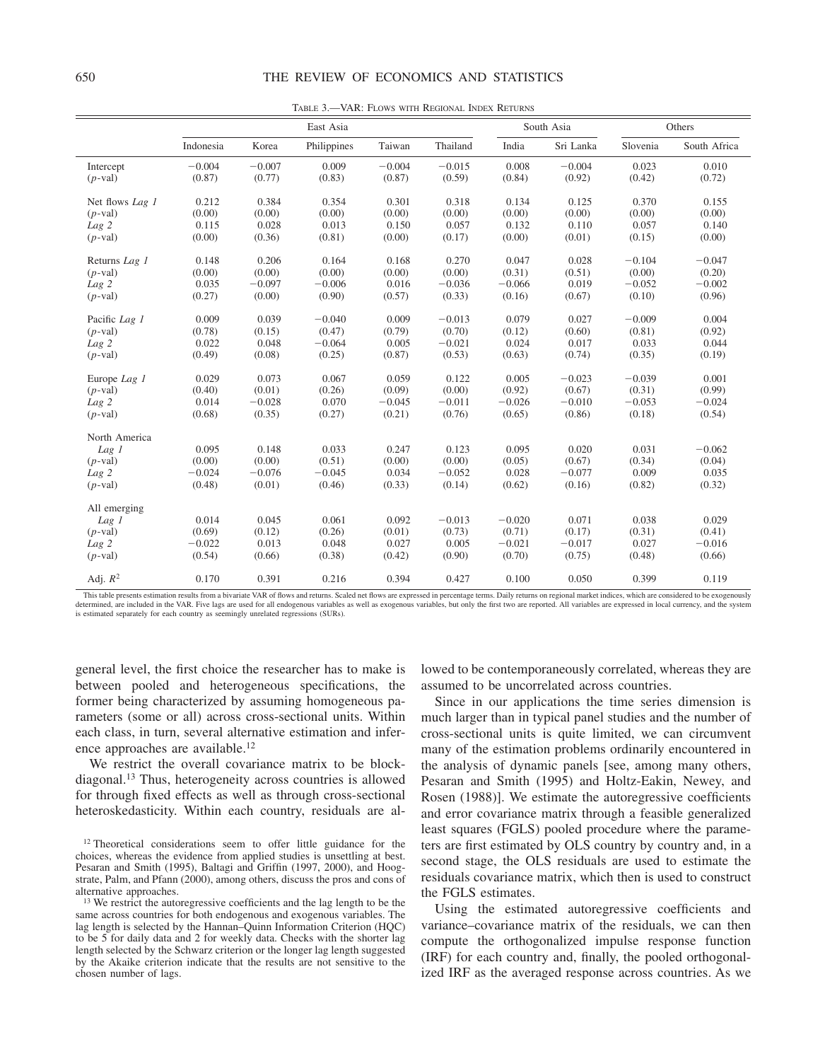TABLE 3.—VAR: FLOWS WITH REGIONAL INDEX RETURNS

| | East Asia | | | | | South Asia | | Others | |
|---|---|---|---|---|---|---|---|---|---|
| | Indonesia | Korea | Philippines | Taiwan | Thailand | India | Sri Lanka | Slovenia | South Africa |
| Intercept | −0.004 | −0.007 | 0.009 | −0.004 | −0.015 | 0.008 | −0.004 | 0.023 | 0.010 |
| ($p$-val) | (0.87) | (0.77) | (0.83) | (0.87) | (0.59) | (0.84) | (0.92) | (0.42) | (0.72) |
| Net flows *Lag 1* | 0.212 | 0.384 | 0.354 | 0.301 | 0.318 | 0.134 | 0.125 | 0.370 | 0.155 |
| ($p$-val) | (0.00) | (0.00) | (0.00) | (0.00) | (0.00) | (0.00) | (0.00) | (0.00) | (0.00) |
| *Lag 2* | 0.115 | 0.028 | 0.013 | 0.150 | 0.057 | 0.132 | 0.110 | 0.057 | 0.140 |
| ($p$-val) | (0.00) | (0.36) | (0.81) | (0.00) | (0.17) | (0.00) | (0.01) | (0.15) | (0.00) |
| Returns *Lag 1* | 0.148 | 0.206 | 0.164 | 0.168 | 0.270 | 0.047 | 0.028 | −0.104 | −0.047 |
| ($p$-val) | (0.00) | (0.00) | (0.00) | (0.00) | (0.00) | (0.31) | (0.51) | (0.00) | (0.20) |
| *Lag 2* | 0.035 | −0.097 | −0.006 | 0.016 | −0.036 | −0.066 | 0.019 | −0.052 | −0.002 |
| ($p$-val) | (0.27) | (0.00) | (0.90) | (0.57) | (0.33) | (0.16) | (0.67) | (0.10) | (0.96) |
| Pacific *Lag 1* | 0.009 | 0.039 | −0.040 | 0.009 | −0.013 | 0.079 | 0.027 | −0.009 | 0.004 |
| ($p$-val) | (0.78) | (0.15) | (0.47) | (0.79) | (0.70) | (0.12) | (0.60) | (0.81) | (0.92) |
| *Lag 2* | 0.022 | 0.048 | −0.064 | 0.005 | −0.021 | 0.024 | 0.017 | 0.033 | 0.044 |
| ($p$-val) | (0.49) | (0.08) | (0.25) | (0.87) | (0.53) | (0.63) | (0.74) | (0.35) | (0.19) |
| Europe *Lag 1* | 0.029 | 0.073 | 0.067 | 0.059 | 0.122 | 0.005 | −0.023 | −0.039 | 0.001 |
| ($p$-val) | (0.40) | (0.01) | (0.26) | (0.09) | (0.00) | (0.92) | (0.67) | (0.31) | (0.99) |
| *Lag 2* | 0.014 | −0.028 | 0.070 | −0.045 | −0.011 | −0.026 | −0.010 | −0.053 | −0.024 |
| ($p$-val) | (0.68) | (0.35) | (0.27) | (0.21) | (0.76) | (0.65) | (0.86) | (0.18) | (0.54) |
| North America | | | | | | | | | |
| *Lag 1* | 0.095 | 0.148 | 0.033 | 0.247 | 0.123 | 0.095 | 0.020 | 0.031 | −0.062 |
| ($p$-val) | (0.00) | (0.00) | (0.51) | (0.00) | (0.00) | (0.05) | (0.67) | (0.34) | (0.04) |
| *Lag 2* | −0.024 | −0.076 | −0.045 | 0.034 | −0.052 | 0.028 | −0.077 | 0.009 | 0.035 |
| ($p$-val) | (0.48) | (0.01) | (0.46) | (0.33) | (0.14) | (0.62) | (0.16) | (0.82) | (0.32) |
| All emerging | | | | | | | | | |
| *Lag 1* | 0.014 | 0.045 | 0.061 | 0.092 | −0.013 | −0.020 | 0.071 | 0.038 | 0.029 |
| ($p$-val) | (0.69) | (0.12) | (0.26) | (0.01) | (0.73) | (0.71) | (0.17) | (0.31) | (0.41) |
| *Lag 2* | −0.022 | 0.013 | 0.048 | 0.027 | 0.005 | −0.021 | −0.017 | 0.027 | −0.016 |
| ($p$-val) | (0.54) | (0.66) | (0.38) | (0.42) | (0.90) | (0.70) | (0.75) | (0.48) | (0.66) |
| Adj. $R^2$ | 0.170 | 0.391 | 0.216 | 0.394 | 0.427 | 0.100 | 0.050 | 0.399 | 0.119 |

This table presents estimation results from a bivariate VAR of flows and returns. Scaled net flows are expressed in percentage terms. Daily returns on regional market indices, which are considered to be exogenously determined, are included in the VAR. Five lags are used for all endogenous variables as well as exogenous variables, but only the first two are reported. All variables are expressed in local currency, and the system is estimated separately for each country as seemingly unrelated regressions (SURs).

general level, the first choice the researcher has to make is between pooled and heterogeneous specifications, the former being characterized by assuming homogeneous parameters (some or all) across cross-sectional units. Within each class, in turn, several alternative estimation and inference approaches are available.[12]

We restrict the overall covariance matrix to be block-diagonal.[13] Thus, heterogeneity across countries is allowed for through fixed effects as well as through cross-sectional heteroskedasticity. Within each country, residuals are allowed to be contemporaneously correlated, whereas they are assumed to be uncorrelated across countries.

Since in our applications the time series dimension is much larger than in typical panel studies and the number of cross-sectional units is quite limited, we can circumvent many of the estimation problems ordinarily encountered in the analysis of dynamic panels [see, among many others, Pesaran and Smith (1995) and Holtz-Eakin, Newey, and Rosen (1988)]. We estimate the autoregressive coefficients and error covariance matrix through a feasible generalized least squares (FGLS) pooled procedure where the parameters are first estimated by OLS country by country and, in a second stage, the OLS residuals are used to estimate the residuals covariance matrix, which then is used to construct the FGLS estimates.

Using the estimated autoregressive coefficients and variance–covariance matrix of the residuals, we can then compute the orthogonalized impulse response function (IRF) for each country and, finally, the pooled orthogonalized IRF as the averaged response across countries. As we

[12] Theoretical considerations seem to offer little guidance for the choices, whereas the evidence from applied studies is unsettling at best. Pesaran and Smith (1995), Baltagi and Griffin (1997, 2000), and Hoogstrate, Palm, and Pfann (2000), among others, discuss the pros and cons of alternative approaches.

[13] We restrict the autoregressive coefficients and the lag length to be the same across countries for both endogenous and exogenous variables. The lag length is selected by the Hannan–Quinn Information Criterion (HQC) to be 5 for daily data and 2 for weekly data. Checks with the shorter lag length selected by the Schwarz criterion or the longer lag length suggested by the Akaike criterion indicate that the results are not sensitive to the chosen number of lags.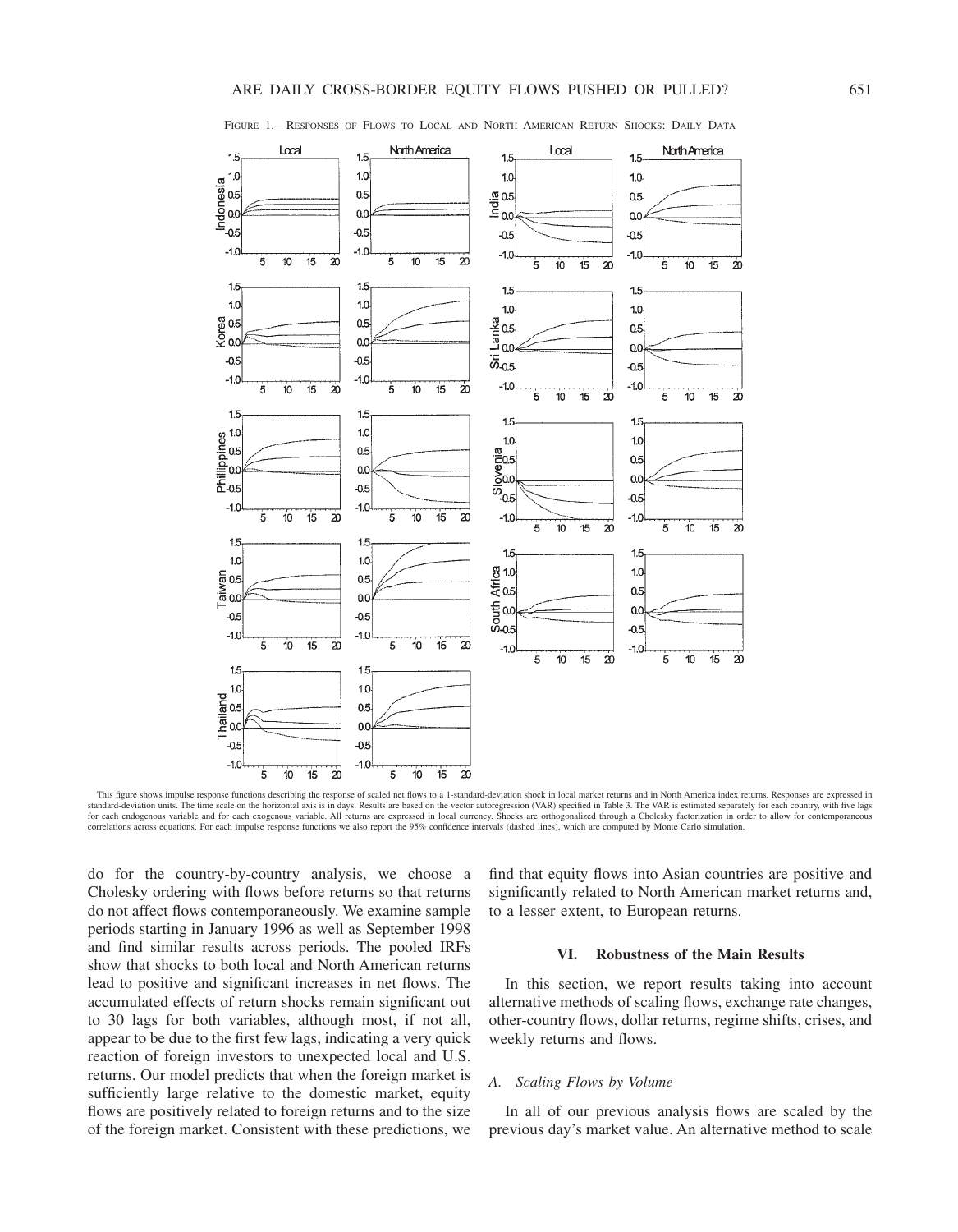FIGURE 1.—RESPONSES OF FLOWS TO LOCAL AND NORTH AMERICAN RETURN SHOCKS: DAILY DATA

This figure shows impulse response functions describing the response of scaled net flows to a 1-standard-deviation shock in local market returns and in North America index returns. Responses are expressed in standard-deviation units. The time scale on the horizontal axis is in days. Results are based on the vector autoregression (VAR) specified in Table 3. The VAR is estimated separately for each country, with five lags for each endogenous variable and for each exogenous variable. All returns are expressed in local currency. Shocks are orthogonalized through a Cholesky factorization in order to allow for contemporaneous correlations across equations. For each impulse response functions we also report the 95% confidence intervals (dashed lines), which are computed by Monte Carlo simulation.

do for the country-by-country analysis, we choose a Cholesky ordering with flows before returns so that returns do not affect flows contemporaneously. We examine sample periods starting in January 1996 as well as September 1998 and find similar results across periods. The pooled IRFs show that shocks to both local and North American returns lead to positive and significant increases in net flows. The accumulated effects of return shocks remain significant out to 30 lags for both variables, although most, if not all, appear to be due to the first few lags, indicating a very quick reaction of foreign investors to unexpected local and U.S. returns. Our model predicts that when the foreign market is sufficiently large relative to the domestic market, equity flows are positively related to foreign returns and to the size of the foreign market. Consistent with these predictions, we find that equity flows into Asian countries are positive and significantly related to North American market returns and, to a lesser extent, to European returns.

## VI. Robustness of the Main Results

In this section, we report results taking into account alternative methods of scaling flows, exchange rate changes, other-country flows, dollar returns, regime shifts, crises, and weekly returns and flows.

### *A. Scaling Flows by Volume*

In all of our previous analysis flows are scaled by the previous day's market value. An alternative method to scale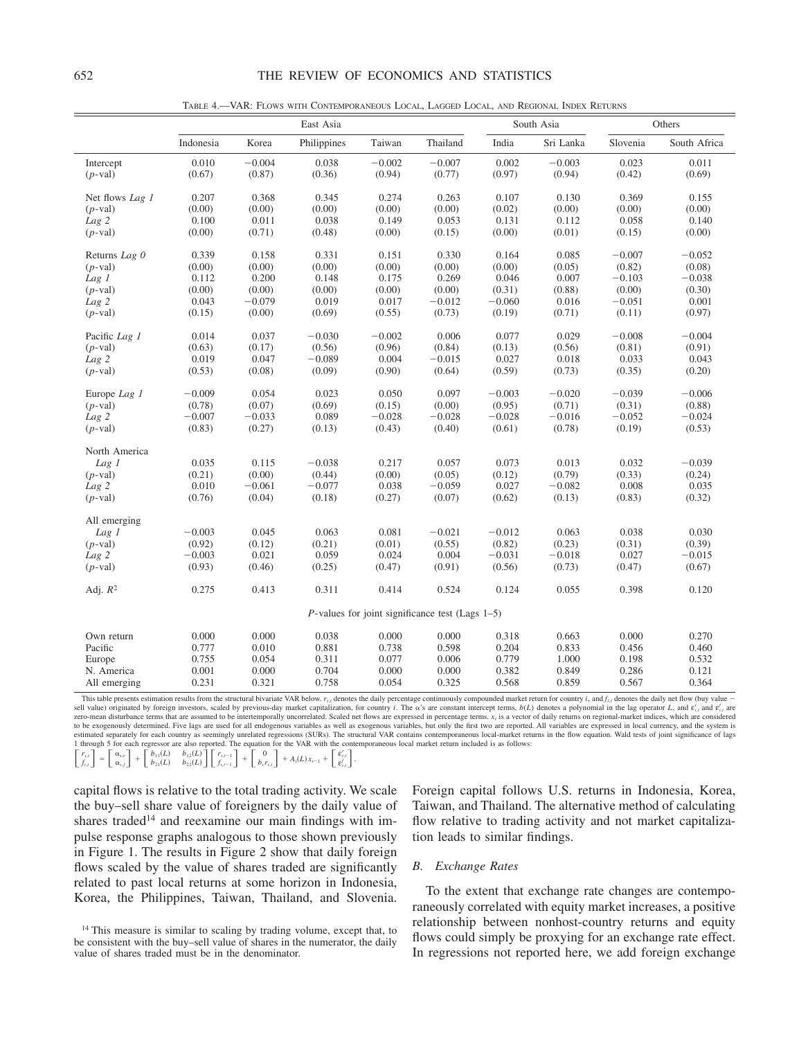TABLE 4.—VAR: FLOWS WITH CONTEMPORANEOUS LOCAL, LAGGED LOCAL, AND REGIONAL INDEX RETURNS

| | East Asia | | | | | South Asia | | Others | |
|---|---|---|---|---|---|---|---|---|---|
| | Indonesia | Korea | Philippines | Taiwan | Thailand | India | Sri Lanka | Slovenia | South Africa |
| Intercept | 0.010 | −0.004 | 0.038 | −0.002 | −0.007 | 0.002 | −0.003 | 0.023 | 0.011 |
| ($p$-val) | (0.67) | (0.87) | (0.36) | (0.94) | (0.77) | (0.97) | (0.94) | (0.42) | (0.69) |
| Net flows *Lag 1* | 0.207 | 0.368 | 0.345 | 0.274 | 0.263 | 0.107 | 0.130 | 0.369 | 0.155 |
| ($p$-val) | (0.00) | (0.00) | (0.00) | (0.00) | (0.00) | (0.02) | (0.00) | (0.00) | (0.00) |
| *Lag 2* | 0.100 | 0.011 | 0.038 | 0.149 | 0.053 | 0.131 | 0.112 | 0.058 | 0.140 |
| ($p$-val) | (0.00) | (0.71) | (0.48) | (0.00) | (0.15) | (0.00) | (0.01) | (0.15) | (0.00) |
| Returns *Lag 0* | 0.339 | 0.158 | 0.331 | 0.151 | 0.330 | 0.164 | 0.085 | −0.007 | −0.052 |
| ($p$-val) | (0.00) | (0.00) | (0.00) | (0.00) | (0.00) | (0.00) | (0.05) | (0.82) | (0.08) |
| *Lag 1* | 0.112 | 0.200 | 0.148 | 0.175 | 0.269 | 0.046 | 0.007 | −0.103 | −0.038 |
| ($p$-val) | (0.00) | (0.00) | (0.00) | (0.00) | (0.00) | (0.31) | (0.88) | (0.00) | (0.30) |
| *Lag 2* | 0.043 | −0.079 | 0.019 | 0.017 | −0.012 | −0.060 | 0.016 | −0.051 | 0.001 |
| ($p$-val) | (0.15) | (0.00) | (0.69) | (0.55) | (0.73) | (0.19) | (0.71) | (0.11) | (0.97) |
| Pacific *Lag 1* | 0.014 | 0.037 | −0.030 | −0.002 | 0.006 | 0.077 | 0.029 | −0.008 | −0.004 |
| ($p$-val) | (0.63) | (0.17) | (0.56) | (0.96) | (0.84) | (0.13) | (0.56) | (0.81) | (0.91) |
| *Lag 2* | 0.019 | 0.047 | −0.089 | 0.004 | −0.015 | 0.027 | 0.018 | 0.033 | 0.043 |
| ($p$-val) | (0.53) | (0.08) | (0.09) | (0.90) | (0.64) | (0.59) | (0.73) | (0.35) | (0.20) |
| Europe *Lag 1* | −0.009 | 0.054 | 0.023 | 0.050 | 0.097 | −0.003 | −0.020 | −0.039 | −0.006 |
| ($p$-val) | (0.78) | (0.07) | (0.69) | (0.15) | (0.00) | (0.95) | (0.71) | (0.31) | (0.88) |
| *Lag 2* | −0.007 | −0.033 | 0.089 | −0.028 | −0.028 | −0.028 | −0.016 | −0.052 | −0.024 |
| ($p$-val) | (0.83) | (0.27) | (0.13) | (0.43) | (0.40) | (0.61) | (0.78) | (0.19) | (0.53) |
| North America *Lag 1* | 0.035 | 0.115 | −0.038 | 0.217 | 0.057 | 0.073 | 0.013 | 0.032 | −0.039 |
| ($p$-val) | (0.21) | (0.00) | (0.44) | (0.00) | (0.05) | (0.12) | (0.79) | (0.33) | (0.24) |
| *Lag 2* | 0.010 | −0.061 | −0.077 | 0.038 | −0.059 | 0.027 | −0.082 | 0.008 | 0.035 |
| ($p$-val) | (0.76) | (0.04) | (0.18) | (0.27) | (0.07) | (0.62) | (0.13) | (0.83) | (0.32) |
| All emerging *Lag 1* | −0.003 | 0.045 | 0.063 | 0.081 | −0.021 | −0.012 | 0.063 | 0.038 | 0.030 |
| ($p$-val) | (0.92) | (0.12) | (0.21) | (0.01) | (0.55) | (0.82) | (0.23) | (0.31) | (0.39) |
| *Lag 2* | −0.003 | 0.021 | 0.059 | 0.024 | 0.004 | −0.031 | −0.018 | 0.027 | −0.015 |
| ($p$-val) | (0.93) | (0.46) | (0.25) | (0.47) | (0.91) | (0.56) | (0.73) | (0.47) | (0.67) |
| Adj. $R^2$ | 0.275 | 0.413 | 0.311 | 0.414 | 0.524 | 0.124 | 0.055 | 0.398 | 0.120 |
| | *P*-values for joint significance test (Lags 1–5) | | | | | | | | |
| Own return | 0.000 | 0.000 | 0.038 | 0.000 | 0.000 | 0.318 | 0.663 | 0.000 | 0.270 |
| Pacific | 0.777 | 0.010 | 0.881 | 0.738 | 0.598 | 0.204 | 0.833 | 0.456 | 0.460 |
| Europe | 0.755 | 0.054 | 0.311 | 0.077 | 0.006 | 0.779 | 1.000 | 0.198 | 0.532 |
| N. America | 0.001 | 0.000 | 0.704 | 0.000 | 0.000 | 0.382 | 0.849 | 0.286 | 0.121 |
| All emerging | 0.231 | 0.321 | 0.758 | 0.054 | 0.325 | 0.568 | 0.859 | 0.567 | 0.364 |

This table presents estimation results from the structural bivariate VAR below. $r_{i,t}$ denotes the daily percentage continuously compounded market return for country $i$, and $f_{i,t}$ denotes the daily net flow (buy value − sell value) originated by foreign investors, scaled by previous-day market capitalization, for country $i$. The α's are constant intercept terms, $b(L)$ denotes a polynomial in the lag operator $L$, and $\varepsilon^r_{i,t}$ and $\varepsilon^f_{i,t}$ are zero-mean disturbance terms that are assumed to be intertemporally uncorrelated. Scaled net flows are expressed in percentage terms. $x_t$ is a vector of daily returns on regional-market indices, which are considered to be exogenously determined. Five lags are used for all endogenous variables as well as exogenous variables, but only the first two are reported. All variables are expressed in local currency, and the system is estimated separately for each country as seemingly unrelated regressions (SURs). The structural VAR contains contemporaneous local-market returns in the flow equation. Wald tests of joint significance of lags 1 through 5 for each regressor are also reported. The equation for the VAR with the contemporaneous local market return included is as follows:

$$\begin{bmatrix} r_{i,t} \\ f_{i,t} \end{bmatrix} = \begin{bmatrix} \alpha_{i,r} \\ \alpha_{i,f} \end{bmatrix} + \begin{bmatrix} b_{11}(L) & b_{12}(L) \\ b_{21}(L) & b_{22}(L) \end{bmatrix} \begin{bmatrix} r_{i,t-1} \\ f_{i,t-1} \end{bmatrix} + \begin{bmatrix} 0 \\ b_r r_{i,t} \end{bmatrix} + A_i(L) x_{t-1} + \begin{bmatrix} \varepsilon^r_{i,t} \\ \varepsilon^f_{i,t} \end{bmatrix}.$$

capital flows is relative to the total trading activity. We scale the buy–sell share value of foreigners by the daily value of shares traded[14] and reexamine our main findings with impulse response graphs analogous to those shown previously in Figure 1. The results in Figure 2 show that daily foreign flows scaled by the value of shares traded are significantly related to past local returns at some horizon in Indonesia, Korea, the Philippines, Taiwan, Thailand, and Slovenia. Foreign capital follows U.S. returns in Indonesia, Korea, Taiwan, and Thailand. The alternative method of calculating flow relative to trading activity and not market capitalization leads to similar findings.

### *B. Exchange Rates*

To the extent that exchange rate changes are contemporaneously correlated with equity market increases, a positive relationship between nonhost-country returns and equity flows could simply be proxying for an exchange rate effect. In regressions not reported here, we add foreign exchange

[14] This measure is similar to scaling by trading volume, except that, to be consistent with the buy–sell value of shares in the numerator, the daily value of shares traded must be in the denominator.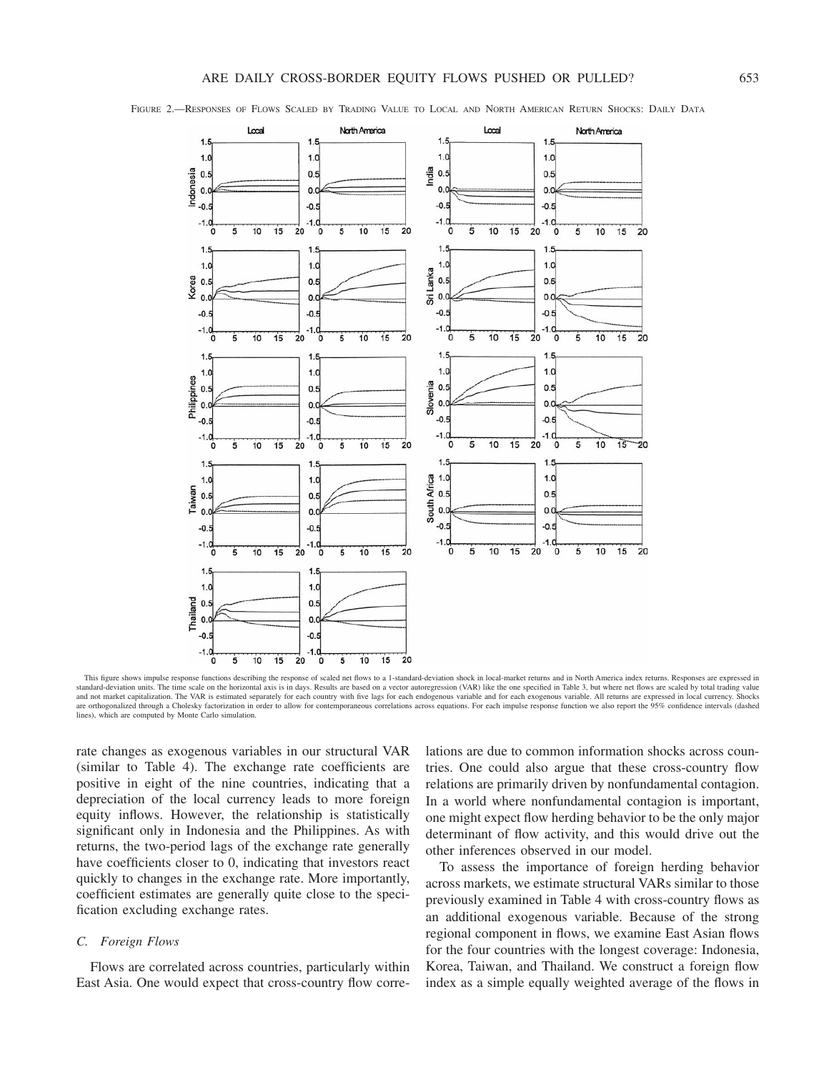FIGURE 2.—RESPONSES OF FLOWS SCALED BY TRADING VALUE TO LOCAL AND NORTH AMERICAN RETURN SHOCKS: DAILY DATA

This figure shows impulse response functions describing the response of scaled net flows to a 1-standard-deviation shock in local-market returns and in North America index returns. Responses are expressed in standard-deviation units. The time scale on the horizontal axis is in days. Results are based on a vector autoregression (VAR) like the one specified in Table 3, but where net flows are scaled by total trading value and not market capitalization. The VAR is estimated separately for each country with five lags for each endogenous variable and for each exogenous variable. All returns are expressed in local currency. Shocks are orthogonalized through a Cholesky factorization in order to allow for contemporaneous correlations across equations. For each impulse response function we also report the 95% confidence intervals (dashed lines), which are computed by Monte Carlo simulation.

rate changes as exogenous variables in our structural VAR (similar to Table 4). The exchange rate coefficients are positive in eight of the nine countries, indicating that a depreciation of the local currency leads to more foreign equity inflows. However, the relationship is statistically significant only in Indonesia and the Philippines. As with returns, the two-period lags of the exchange rate generally have coefficients closer to 0, indicating that investors react quickly to changes in the exchange rate. More importantly, coefficient estimates are generally quite close to the specification excluding exchange rates.

### C. Foreign Flows

Flows are correlated across countries, particularly within East Asia. One would expect that cross-country flow correlations are due to common information shocks across countries. One could also argue that these cross-country flow relations are primarily driven by nonfundamental contagion. In a world where nonfundamental contagion is important, one might expect flow herding behavior to be the only major determinant of flow activity, and this would drive out the other inferences observed in our model.

To assess the importance of foreign herding behavior across markets, we estimate structural VARs similar to those previously examined in Table 4 with cross-country flows as an additional exogenous variable. Because of the strong regional component in flows, we examine East Asian flows for the four countries with the longest coverage: Indonesia, Korea, Taiwan, and Thailand. We construct a foreign flow index as a simple equally weighted average of the flows in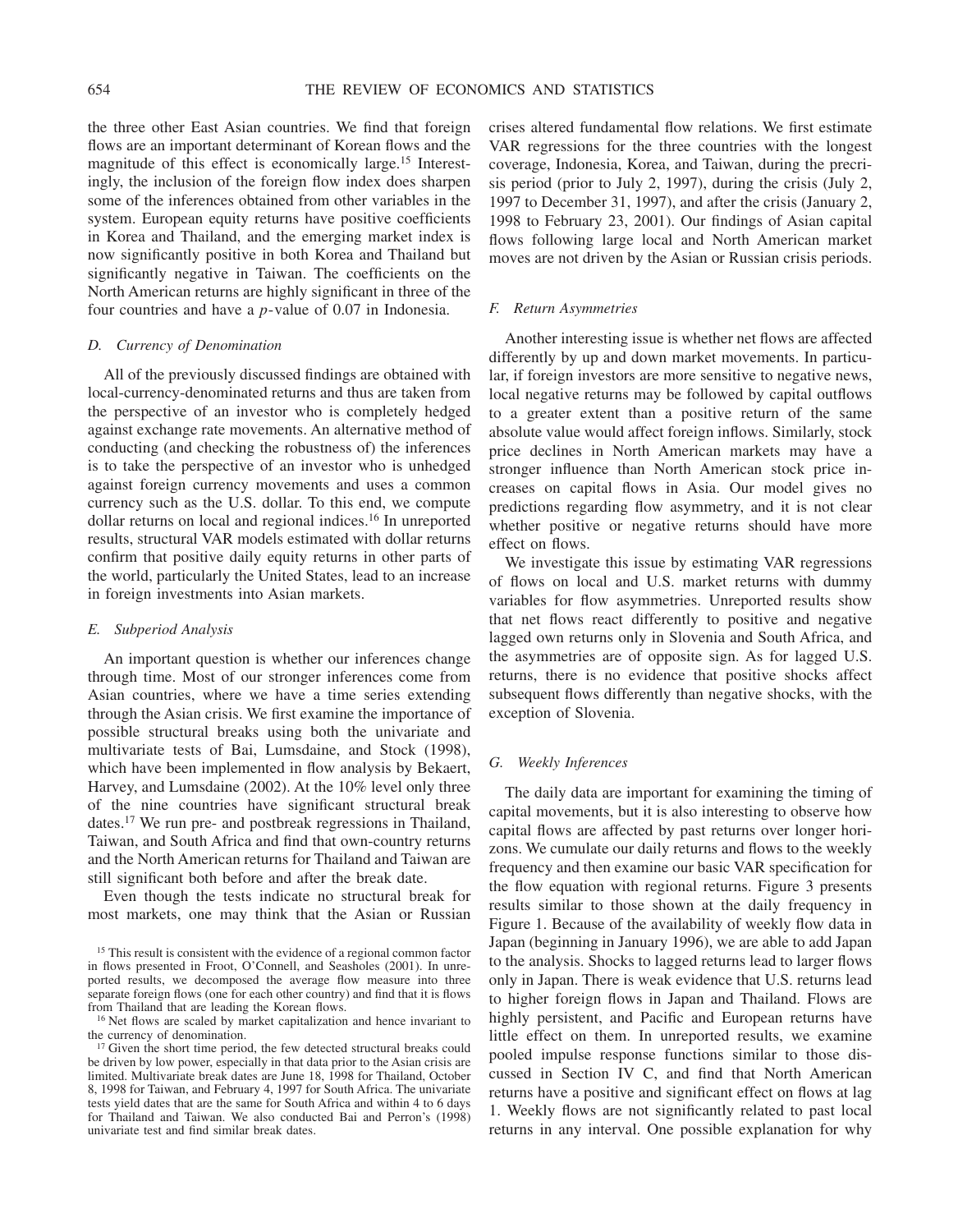the three other East Asian countries. We find that foreign flows are an important determinant of Korean flows and the magnitude of this effect is economically large.[15] Interestingly, the inclusion of the foreign flow index does sharpen some of the inferences obtained from other variables in the system. European equity returns have positive coefficients in Korea and Thailand, and the emerging market index is now significantly positive in both Korea and Thailand but significantly negative in Taiwan. The coefficients on the North American returns are highly significant in three of the four countries and have a $p$-value of 0.07 in Indonesia.

### *D. Currency of Denomination*

All of the previously discussed findings are obtained with local-currency-denominated returns and thus are taken from the perspective of an investor who is completely hedged against exchange rate movements. An alternative method of conducting (and checking the robustness of) the inferences is to take the perspective of an investor who is unhedged against foreign currency movements and uses a common currency such as the U.S. dollar. To this end, we compute dollar returns on local and regional indices.[16] In unreported results, structural VAR models estimated with dollar returns confirm that positive daily equity returns in other parts of the world, particularly the United States, lead to an increase in foreign investments into Asian markets.

### *E. Subperiod Analysis*

An important question is whether our inferences change through time. Most of our stronger inferences come from Asian countries, where we have a time series extending through the Asian crisis. We first examine the importance of possible structural breaks using both the univariate and multivariate tests of Bai, Lumsdaine, and Stock (1998), which have been implemented in flow analysis by Bekaert, Harvey, and Lumsdaine (2002). At the 10% level only three of the nine countries have significant structural break dates.[17] We run pre- and postbreak regressions in Thailand, Taiwan, and South Africa and find that own-country returns and the North American returns for Thailand and Taiwan are still significant both before and after the break date.

Even though the tests indicate no structural break for most markets, one may think that the Asian or Russian crises altered fundamental flow relations. We first estimate VAR regressions for the three countries with the longest coverage, Indonesia, Korea, and Taiwan, during the precrisis period (prior to July 2, 1997), during the crisis (July 2, 1997 to December 31, 1997), and after the crisis (January 2, 1998 to February 23, 2001). Our findings of Asian capital flows following large local and North American market moves are not driven by the Asian or Russian crisis periods.

### *F. Return Asymmetries*

Another interesting issue is whether net flows are affected differently by up and down market movements. In particular, if foreign investors are more sensitive to negative news, local negative returns may be followed by capital outflows to a greater extent than a positive return of the same absolute value would affect foreign inflows. Similarly, stock price declines in North American markets may have a stronger influence than North American stock price increases on capital flows in Asia. Our model gives no predictions regarding flow asymmetry, and it is not clear whether positive or negative returns should have more effect on flows.

We investigate this issue by estimating VAR regressions of flows on local and U.S. market returns with dummy variables for flow asymmetries. Unreported results show that net flows react differently to positive and negative lagged own returns only in Slovenia and South Africa, and the asymmetries are of opposite sign. As for lagged U.S. returns, there is no evidence that positive shocks affect subsequent flows differently than negative shocks, with the exception of Slovenia.

### *G. Weekly Inferences*

The daily data are important for examining the timing of capital movements, but it is also interesting to observe how capital flows are affected by past returns over longer horizons. We cumulate our daily returns and flows to the weekly frequency and then examine our basic VAR specification for the flow equation with regional returns. Figure 3 presents results similar to those shown at the daily frequency in Figure 1. Because of the availability of weekly flow data in Japan (beginning in January 1996), we are able to add Japan to the analysis. Shocks to lagged returns lead to larger flows only in Japan. There is weak evidence that U.S. returns lead to higher foreign flows in Japan and Thailand. Flows are highly persistent, and Pacific and European returns have little effect on them. In unreported results, we examine pooled impulse response functions similar to those discussed in Section IV C, and find that North American returns have a positive and significant effect on flows at lag 1. Weekly flows are not significantly related to past local returns in any interval. One possible explanation for why

---

[15] This result is consistent with the evidence of a regional common factor in flows presented in Froot, O'Connell, and Seasholes (2001). In unreported results, we decomposed the average flow measure into three separate foreign flows (one for each other country) and find that it is flows from Thailand that are leading the Korean flows.

[16] Net flows are scaled by market capitalization and hence invariant to the currency of denomination.

[17] Given the short time period, the few detected structural breaks could be driven by low power, especially in that data prior to the Asian crisis are limited. Multivariate break dates are June 18, 1998 for Thailand, October 8, 1998 for Taiwan, and February 4, 1997 for South Africa. The univariate tests yield dates that are the same for South Africa and within 4 to 6 days for Thailand and Taiwan. We also conducted Bai and Perron's (1998) univariate test and find similar break dates.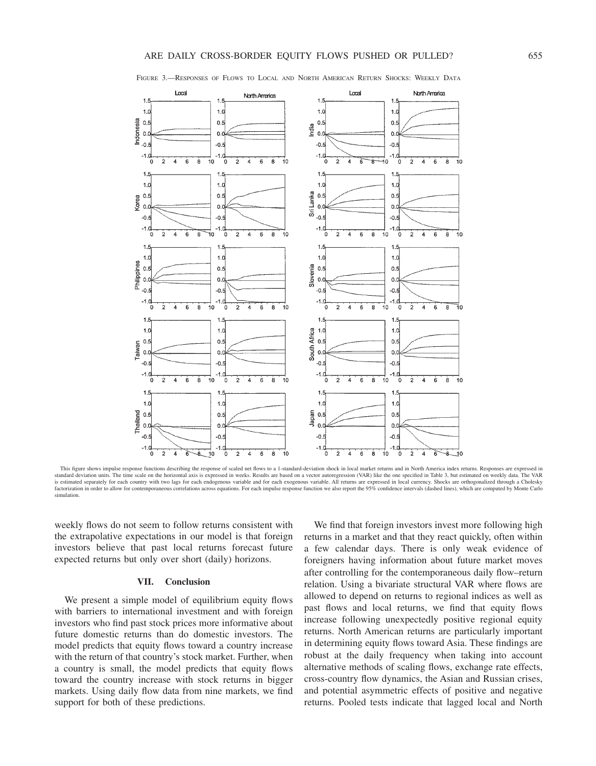FIGURE 3.—RESPONSES OF FLOWS TO LOCAL AND NORTH AMERICAN RETURN SHOCKS: WEEKLY DATA

This figure shows impulse response functions describing the response of scaled net flows to a 1-standard-deviation shock in local market returns and in North America index returns. Responses are expressed in standard deviation units. The time scale on the horizontal axis is expressed in weeks. Results are based on a vector autoregression (VAR) like the one specified in Table 3, but estimated on weekly data. The VAR is estimated separately for each country with two lags for each endogenous variable and for each exogenous variable. All returns are expressed in local currency. Shocks are orthogonalized through a Cholesky factorization in order to allow for contemporaneous correlations across equations. For each impulse response function we also report the 95% confidence intervals (dashed lines), which are computed by Monte Carlo simulation.

weekly flows do not seem to follow returns consistent with the extrapolative expectations in our model is that foreign investors believe that past local returns forecast future expected returns but only over short (daily) horizons.

## VII. Conclusion

We present a simple model of equilibrium equity flows with barriers to international investment and with foreign investors who find past stock prices more informative about future domestic returns than do domestic investors. The model predicts that equity flows toward a country increase with the return of that country's stock market. Further, when a country is small, the model predicts that equity flows toward the country increase with stock returns in bigger markets. Using daily flow data from nine markets, we find support for both of these predictions.

We find that foreign investors invest more following high returns in a market and that they react quickly, often within a few calendar days. There is only weak evidence of foreigners having information about future market moves after controlling for the contemporaneous daily flow–return relation. Using a bivariate structural VAR where flows are allowed to depend on returns to regional indices as well as past flows and local returns, we find that equity flows increase following unexpectedly positive regional equity returns. North American returns are particularly important in determining equity flows toward Asia. These findings are robust at the daily frequency when taking into account alternative methods of scaling flows, exchange rate effects, cross-country flow dynamics, the Asian and Russian crises, and potential asymmetric effects of positive and negative returns. Pooled tests indicate that lagged local and North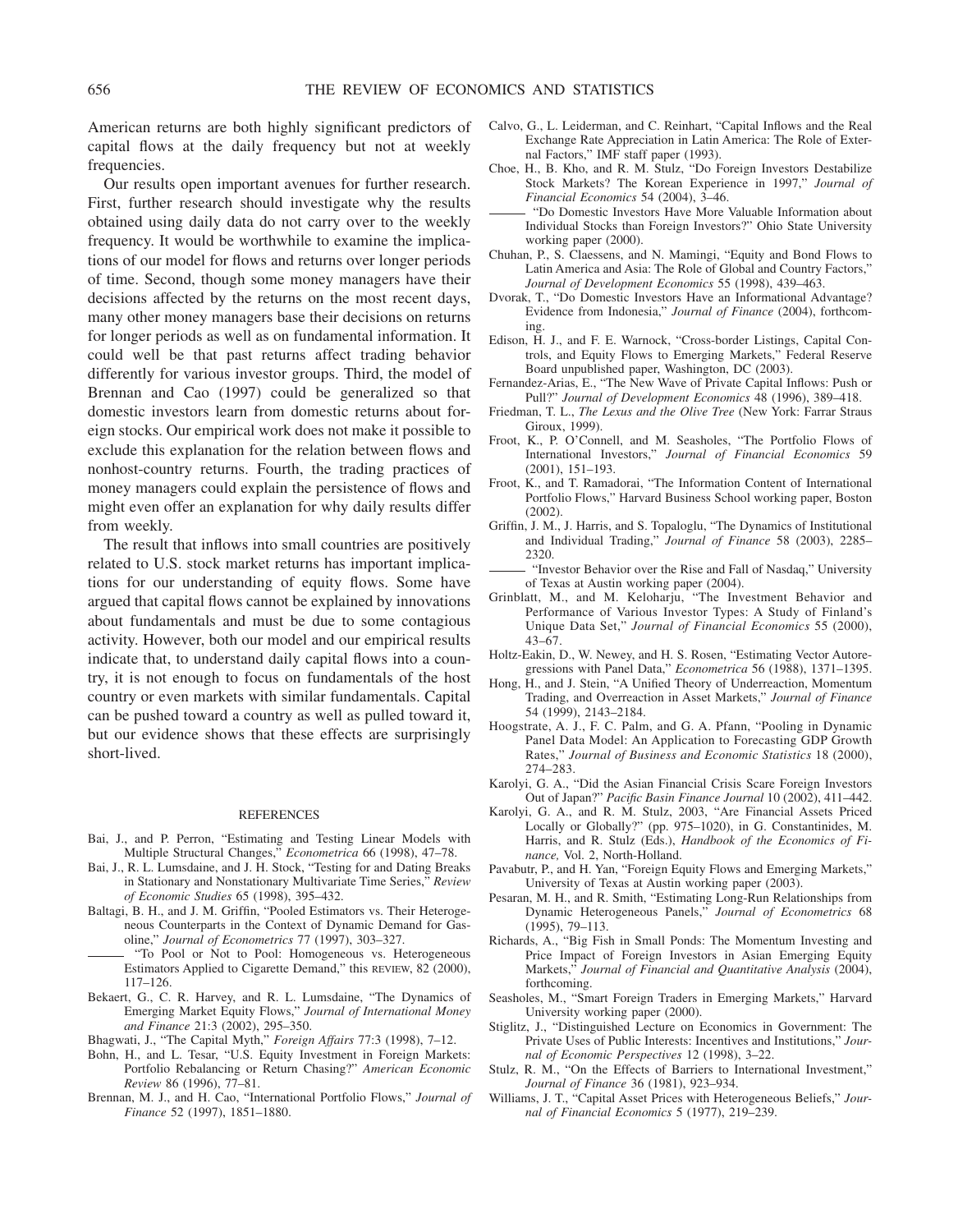American returns are both highly significant predictors of capital flows at the daily frequency but not at weekly frequencies.

Our results open important avenues for further research. First, further research should investigate why the results obtained using daily data do not carry over to the weekly frequency. It would be worthwhile to examine the implications of our model for flows and returns over longer periods of time. Second, though some money managers have their decisions affected by the returns on the most recent days, many other money managers base their decisions on returns for longer periods as well as on fundamental information. It could well be that past returns affect trading behavior differently for various investor groups. Third, the model of Brennan and Cao (1997) could be generalized so that domestic investors learn from domestic returns about foreign stocks. Our empirical work does not make it possible to exclude this explanation for the relation between flows and nonhost-country returns. Fourth, the trading practices of money managers could explain the persistence of flows and might even offer an explanation for why daily results differ from weekly.

The result that inflows into small countries are positively related to U.S. stock market returns has important implications for our understanding of equity flows. Some have argued that capital flows cannot be explained by innovations about fundamentals and must be due to some contagious activity. However, both our model and our empirical results indicate that, to understand daily capital flows into a country, it is not enough to focus on fundamentals of the host country or even markets with similar fundamentals. Capital can be pushed toward a country as well as pulled toward it, but our evidence shows that these effects are surprisingly short-lived.

## REFERENCES

- Bai, J., and P. Perron, "Estimating and Testing Linear Models with Multiple Structural Changes," *Econometrica* 66 (1998), 47–78.
- Bai, J., R. L. Lumsdaine, and J. H. Stock, "Testing for and Dating Breaks in Stationary and Nonstationary Multivariate Time Series," *Review of Economic Studies* 65 (1998), 395–432.
- Baltagi, B. H., and J. M. Griffin, "Pooled Estimators vs. Their Heterogeneous Counterparts in the Context of Dynamic Demand for Gasoline," *Journal of Econometrics* 77 (1997), 303–327.
- ——— "To Pool or Not to Pool: Homogeneous vs. Heterogeneous Estimators Applied to Cigarette Demand," this REVIEW, 82 (2000), 117–126.
- Bekaert, G., C. R. Harvey, and R. L. Lumsdaine, "The Dynamics of Emerging Market Equity Flows," *Journal of International Money and Finance* 21:3 (2002), 295–350.
- Bhagwati, J., "The Capital Myth," *Foreign Affairs* 77:3 (1998), 7–12.
- Bohn, H., and L. Tesar, "U.S. Equity Investment in Foreign Markets: Portfolio Rebalancing or Return Chasing?" *American Economic Review* 86 (1996), 77–81.
- Brennan, M. J., and H. Cao, "International Portfolio Flows," *Journal of Finance* 52 (1997), 1851–1880.
- Calvo, G., L. Leiderman, and C. Reinhart, "Capital Inflows and the Real Exchange Rate Appreciation in Latin America: The Role of External Factors," IMF staff paper (1993).
- Choe, H., B. Kho, and R. M. Stulz, "Do Foreign Investors Destabilize Stock Markets? The Korean Experience in 1997," *Journal of Financial Economics* 54 (2004), 3–46.
- ——— "Do Domestic Investors Have More Valuable Information about Individual Stocks than Foreign Investors?" Ohio State University working paper (2000).
- Chuhan, P., S. Claessens, and N. Mamingi, "Equity and Bond Flows to Latin America and Asia: The Role of Global and Country Factors," *Journal of Development Economics* 55 (1998), 439–463.
- Dvorak, T., "Do Domestic Investors Have an Informational Advantage? Evidence from Indonesia," *Journal of Finance* (2004), forthcoming.
- Edison, H. J., and F. E. Warnock, "Cross-border Listings, Capital Controls, and Equity Flows to Emerging Markets," Federal Reserve Board unpublished paper, Washington, DC (2003).
- Fernandez-Arias, E., "The New Wave of Private Capital Inflows: Push or Pull?" *Journal of Development Economics* 48 (1996), 389–418.
- Friedman, T. L., *The Lexus and the Olive Tree* (New York: Farrar Straus Giroux, 1999).
- Froot, K., P. O'Connell, and M. Seasholes, "The Portfolio Flows of International Investors," *Journal of Financial Economics* 59 (2001), 151–193.
- Froot, K., and T. Ramadorai, "The Information Content of International Portfolio Flows," Harvard Business School working paper, Boston (2002).
- Griffin, J. M., J. Harris, and S. Topaloglu, "The Dynamics of Institutional and Individual Trading," *Journal of Finance* 58 (2003), 2285–2320.
- ——— "Investor Behavior over the Rise and Fall of Nasdaq," University of Texas at Austin working paper (2004).
- Grinblatt, M., and M. Keloharju, "The Investment Behavior and Performance of Various Investor Types: A Study of Finland's Unique Data Set," *Journal of Financial Economics* 55 (2000), 43–67.
- Holtz-Eakin, D., W. Newey, and H. S. Rosen, "Estimating Vector Autoregressions with Panel Data," *Econometrica* 56 (1988), 1371–1395.
- Hong, H., and J. Stein, "A Unified Theory of Underreaction, Momentum Trading, and Overreaction in Asset Markets," *Journal of Finance* 54 (1999), 2143–2184.
- Hoogstrate, A. J., F. C. Palm, and G. A. Pfann, "Pooling in Dynamic Panel Data Model: An Application to Forecasting GDP Growth Rates," *Journal of Business and Economic Statistics* 18 (2000), 274–283.
- Karolyi, G. A., "Did the Asian Financial Crisis Scare Foreign Investors Out of Japan?" *Pacific Basin Finance Journal* 10 (2002), 411–442.
- Karolyi, G. A., and R. M. Stulz, 2003, "Are Financial Assets Priced Locally or Globally?" (pp. 975–1020), in G. Constantinides, M. Harris, and R. Stulz (Eds.), *Handbook of the Economics of Finance,* Vol. 2, North-Holland.
- Pavabutr, P., and H. Yan, "Foreign Equity Flows and Emerging Markets," University of Texas at Austin working paper (2003).
- Pesaran, M. H., and R. Smith, "Estimating Long-Run Relationships from Dynamic Heterogeneous Panels," *Journal of Econometrics* 68 (1995), 79–113.
- Richards, A., "Big Fish in Small Ponds: The Momentum Investing and Price Impact of Foreign Investors in Asian Emerging Equity Markets," *Journal of Financial and Quantitative Analysis* (2004), forthcoming.
- Seasholes, M., "Smart Foreign Traders in Emerging Markets," Harvard University working paper (2000).
- Stiglitz, J., "Distinguished Lecture on Economics in Government: The Private Uses of Public Interests: Incentives and Institutions," *Journal of Economic Perspectives* 12 (1998), 3–22.
- Stulz, R. M., "On the Effects of Barriers to International Investment," *Journal of Finance* 36 (1981), 923–934.
- Williams, J. T., "Capital Asset Prices with Heterogeneous Beliefs," *Journal of Financial Economics* 5 (1977), 219–239.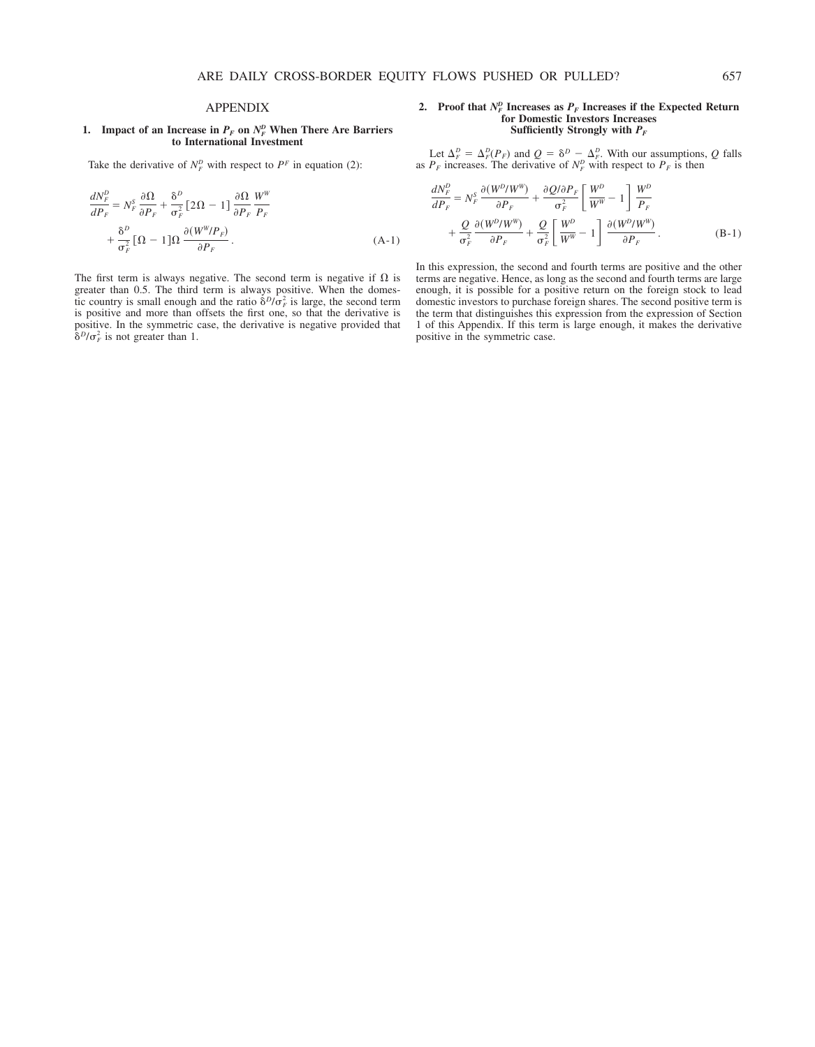## APPENDIX

### 1. Impact of an Increase in $P_F$ on $N_F^D$ When There Are Barriers to International Investment

Take the derivative of $N_F^D$ with respect to $P^F$ in equation (2):

$$\frac{dN_F^D}{dP_F} = N_F^S \frac{\partial \Omega}{\partial P_F} + \frac{\delta^D}{\sigma_F^2}[2\Omega - 1]\frac{\partial \Omega}{\partial P_F}\frac{W^W}{P_F} + \frac{\delta^D}{\sigma_F^2}[\Omega - 1]\Omega \frac{\partial (W^W/P_F)}{\partial P_F}. \tag{A-1}$$

The first term is always negative. The second term is negative if $\Omega$ is greater than 0.5. The third term is always positive. When the domestic country is small enough and the ratio $\delta^D/\sigma_F^2$ is large, the second term is positive and more than offsets the first one, so that the derivative is positive. In the symmetric case, the derivative is negative provided that $\delta^D/\sigma_F^2$ is not greater than 1.

### 2. Proof that $N_F^D$ Increases as $P_F$ Increases if the Expected Return for Domestic Investors Increases Sufficiently Strongly with $P_F$

Let $\Delta_F^D = \Delta_F^D(P_F)$ and $Q = \delta^D - \Delta_F^D$. With our assumptions, $Q$ falls as $P_F$ increases. The derivative of $N_F^D$ with respect to $P_F$ is then

$$\frac{dN_F^D}{dP_F} = N_F^S \frac{\partial (W^D/W^W)}{\partial P_F} + \frac{\partial Q/\partial P_F}{\sigma_F^2}\left[\frac{W^D}{W^W} - 1\right]\frac{W^D}{P_F} + \frac{Q}{\sigma_F^2}\frac{\partial (W^D/W^W)}{\partial P_F} + \frac{Q}{\sigma_F^2}\left[\frac{W^D}{W^W} - 1\right]\frac{\partial (W^D/W^W)}{\partial P_F}. \tag{B-1}$$

In this expression, the second and fourth terms are positive and the other terms are negative. Hence, as long as the second and fourth terms are large enough, it is possible for a positive return on the foreign stock to lead domestic investors to purchase foreign shares. The second positive term is the term that distinguishes this expression from the expression of Section 1 of this Appendix. If this term is large enough, it makes the derivative positive in the symmetric case.